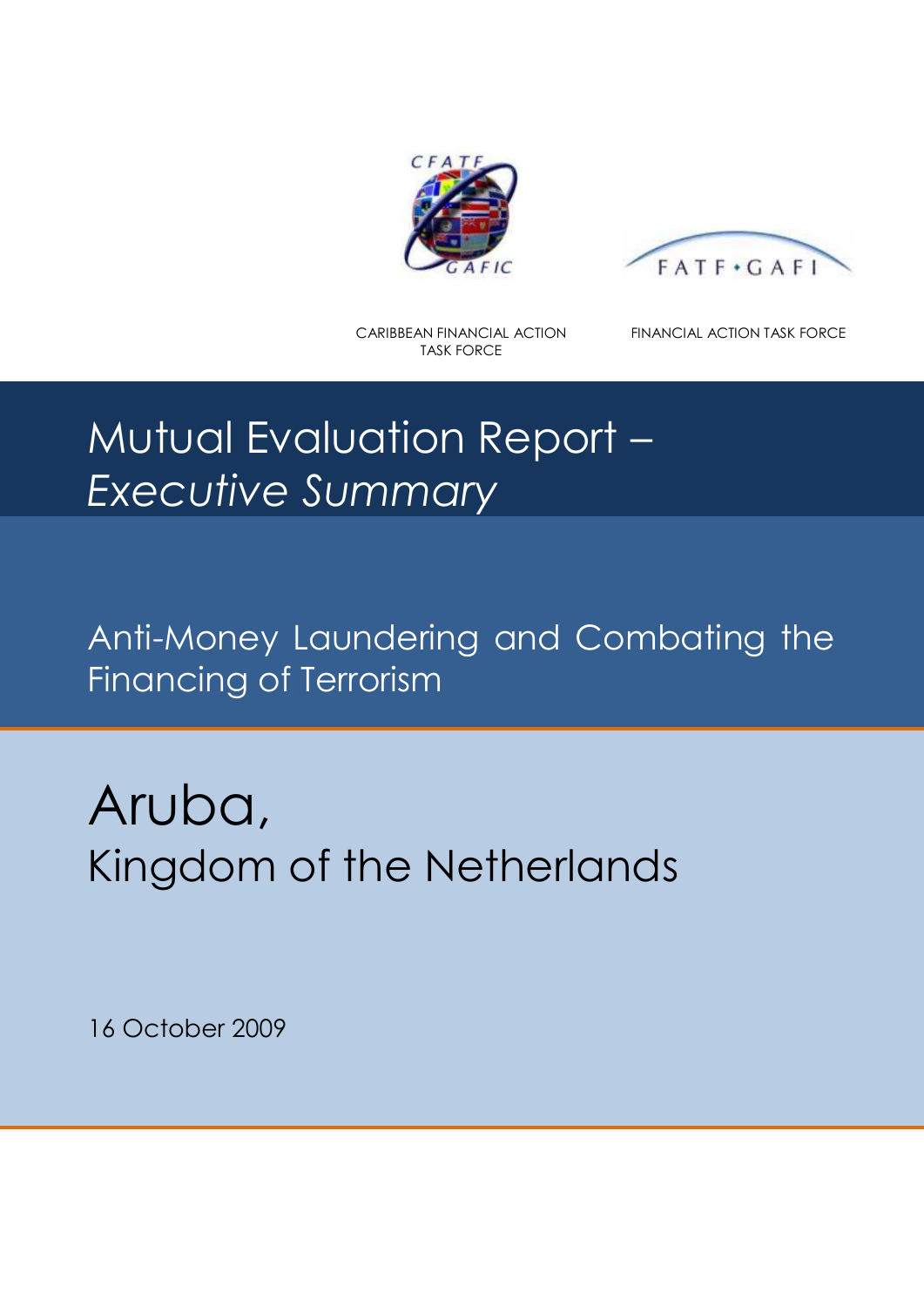CARIBBEAN FINANCIAL ACTION TASK FORCE

FINANCIAL ACTION TASK FORCE

# Mutual Evaluation Report – *Executive Summary*

## Anti-Money Laundering and Combating the Financing of Terrorism

# Aruba,
## Kingdom of the Netherlands

16 October 2009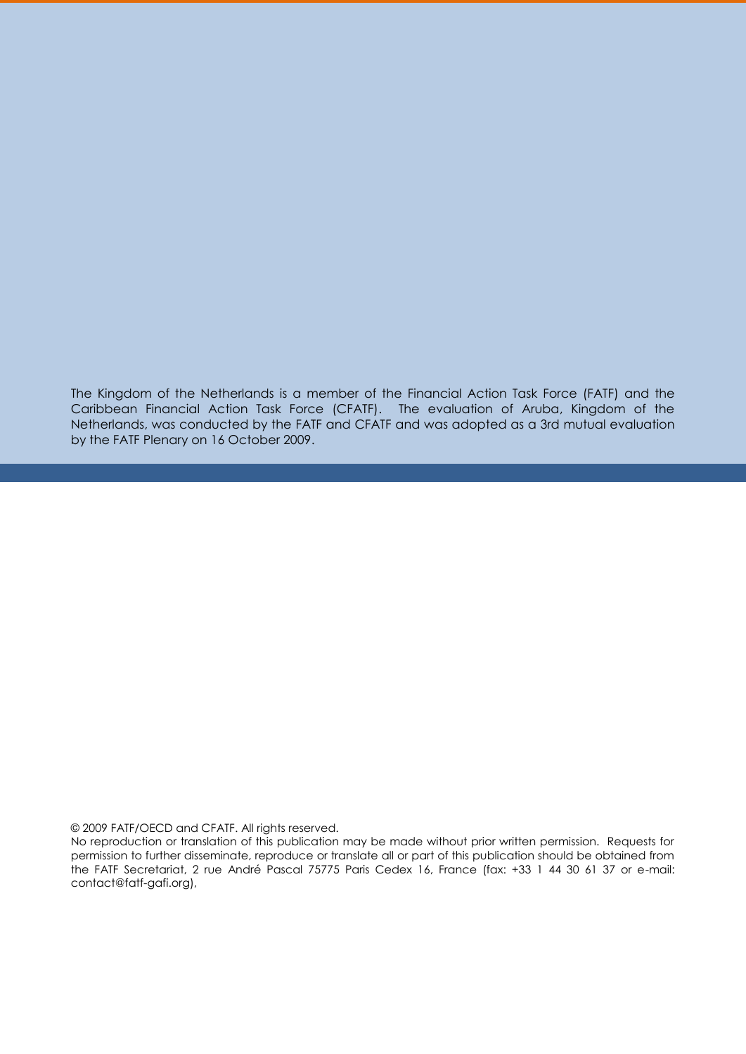The Kingdom of the Netherlands is a member of the Financial Action Task Force (FATF) and the Caribbean Financial Action Task Force (CFATF). The evaluation of Aruba, Kingdom of the Netherlands, was conducted by the FATF and CFATF and was adopted as a 3rd mutual evaluation by the FATF Plenary on 16 October 2009.

© 2009 FATF/OECD and CFATF. All rights reserved.
No reproduction or translation of this publication may be made without prior written permission. Requests for permission to further disseminate, reproduce or translate all or part of this publication should be obtained from the FATF Secretariat, 2 rue André Pascal 75775 Paris Cedex 16, France (fax: +33 1 44 30 61 37 or e-mail: contact@fatf-gafi.org).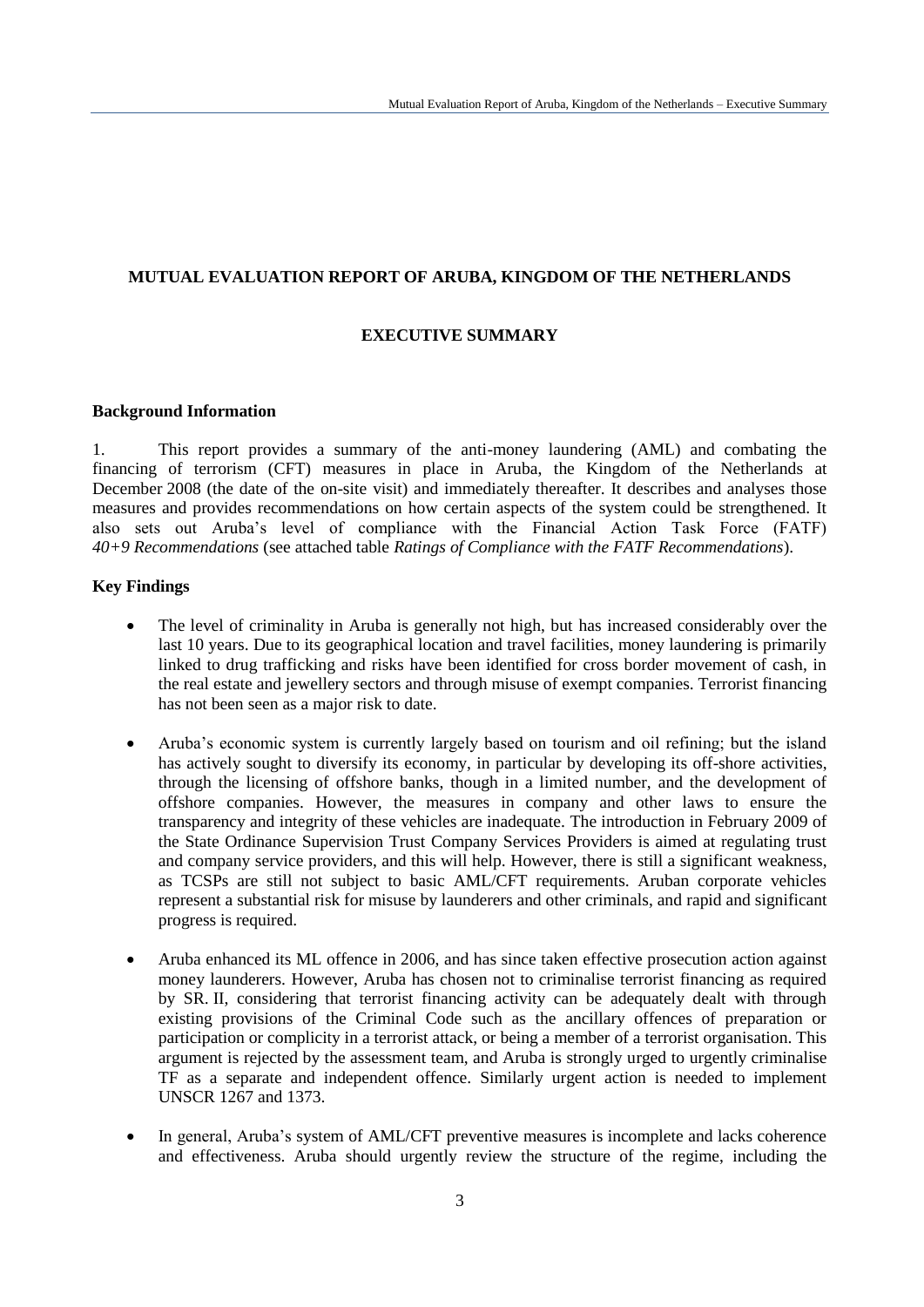**MUTUAL EVALUATION REPORT OF ARUBA, KINGDOM OF THE NETHERLANDS**

**EXECUTIVE SUMMARY**

**Background Information**

1. This report provides a summary of the anti-money laundering (AML) and combating the financing of terrorism (CFT) measures in place in Aruba, the Kingdom of the Netherlands at December 2008 (the date of the on-site visit) and immediately thereafter. It describes and analyses those measures and provides recommendations on how certain aspects of the system could be strengthened. It also sets out Aruba's level of compliance with the Financial Action Task Force (FATF) *40+9 Recommendations* (see attached table *Ratings of Compliance with the FATF Recommendations*).

**Key Findings**

- The level of criminality in Aruba is generally not high, but has increased considerably over the last 10 years. Due to its geographical location and travel facilities, money laundering is primarily linked to drug trafficking and risks have been identified for cross border movement of cash, in the real estate and jewellery sectors and through misuse of exempt companies. Terrorist financing has not been seen as a major risk to date.

- Aruba's economic system is currently largely based on tourism and oil refining; but the island has actively sought to diversify its economy, in particular by developing its off-shore activities, through the licensing of offshore banks, though in a limited number, and the development of offshore companies. However, the measures in company and other laws to ensure the transparency and integrity of these vehicles are inadequate. The introduction in February 2009 of the State Ordinance Supervision Trust Company Services Providers is aimed at regulating trust and company service providers, and this will help. However, there is still a significant weakness, as TCSPs are still not subject to basic AML/CFT requirements. Aruban corporate vehicles represent a substantial risk for misuse by launderers and other criminals, and rapid and significant progress is required.

- Aruba enhanced its ML offence in 2006, and has since taken effective prosecution action against money launderers. However, Aruba has chosen not to criminalise terrorist financing as required by SR. II, considering that terrorist financing activity can be adequately dealt with through existing provisions of the Criminal Code such as the ancillary offences of preparation or participation or complicity in a terrorist attack, or being a member of a terrorist organisation. This argument is rejected by the assessment team, and Aruba is strongly urged to urgently criminalise TF as a separate and independent offence. Similarly urgent action is needed to implement UNSCR 1267 and 1373.

- In general, Aruba's system of AML/CFT preventive measures is incomplete and lacks coherence and effectiveness. Aruba should urgently review the structure of the regime, including the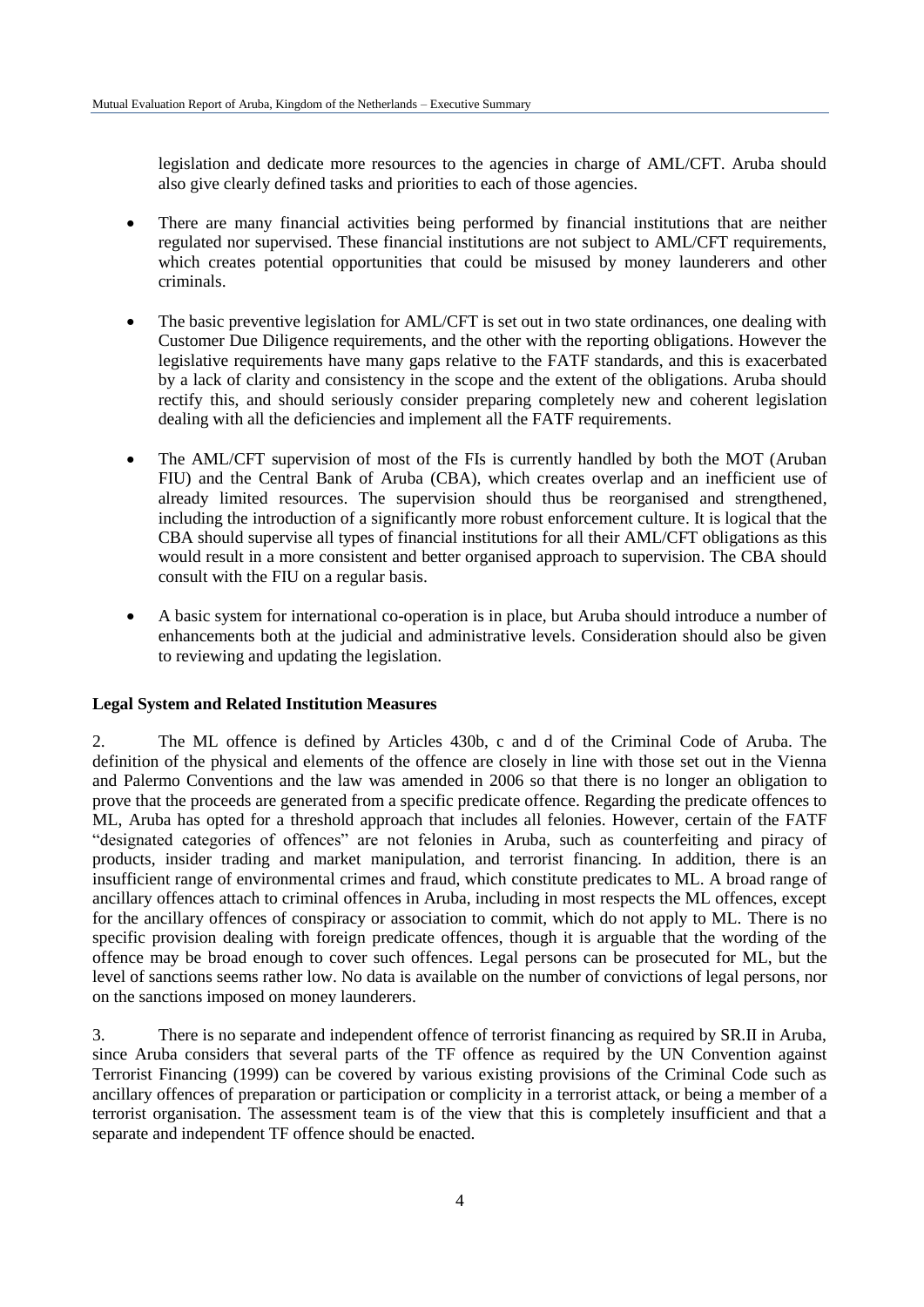legislation and dedicate more resources to the agencies in charge of AML/CFT. Aruba should also give clearly defined tasks and priorities to each of those agencies.

- There are many financial activities being performed by financial institutions that are neither regulated nor supervised. These financial institutions are not subject to AML/CFT requirements, which creates potential opportunities that could be misused by money launderers and other criminals.

- The basic preventive legislation for AML/CFT is set out in two state ordinances, one dealing with Customer Due Diligence requirements, and the other with the reporting obligations. However the legislative requirements have many gaps relative to the FATF standards, and this is exacerbated by a lack of clarity and consistency in the scope and the extent of the obligations. Aruba should rectify this, and should seriously consider preparing completely new and coherent legislation dealing with all the deficiencies and implement all the FATF requirements.

- The AML/CFT supervision of most of the FIs is currently handled by both the MOT (Aruban FIU) and the Central Bank of Aruba (CBA), which creates overlap and an inefficient use of already limited resources. The supervision should thus be reorganised and strengthened, including the introduction of a significantly more robust enforcement culture. It is logical that the CBA should supervise all types of financial institutions for all their AML/CFT obligations as this would result in a more consistent and better organised approach to supervision. The CBA should consult with the FIU on a regular basis.

- A basic system for international co-operation is in place, but Aruba should introduce a number of enhancements both at the judicial and administrative levels. Consideration should also be given to reviewing and updating the legislation.

**Legal System and Related Institution Measures**

2. The ML offence is defined by Articles 430b, c and d of the Criminal Code of Aruba. The definition of the physical and elements of the offence are closely in line with those set out in the Vienna and Palermo Conventions and the law was amended in 2006 so that there is no longer an obligation to prove that the proceeds are generated from a specific predicate offence. Regarding the predicate offences to ML, Aruba has opted for a threshold approach that includes all felonies. However, certain of the FATF "designated categories of offences" are not felonies in Aruba, such as counterfeiting and piracy of products, insider trading and market manipulation, and terrorist financing. In addition, there is an insufficient range of environmental crimes and fraud, which constitute predicates to ML. A broad range of ancillary offences attach to criminal offences in Aruba, including in most respects the ML offences, except for the ancillary offences of conspiracy or association to commit, which do not apply to ML. There is no specific provision dealing with foreign predicate offences, though it is arguable that the wording of the offence may be broad enough to cover such offences. Legal persons can be prosecuted for ML, but the level of sanctions seems rather low. No data is available on the number of convictions of legal persons, nor on the sanctions imposed on money launderers.

3. There is no separate and independent offence of terrorist financing as required by SR.II in Aruba, since Aruba considers that several parts of the TF offence as required by the UN Convention against Terrorist Financing (1999) can be covered by various existing provisions of the Criminal Code such as ancillary offences of preparation or participation or complicity in a terrorist attack, or being a member of a terrorist organisation. The assessment team is of the view that this is completely insufficient and that a separate and independent TF offence should be enacted.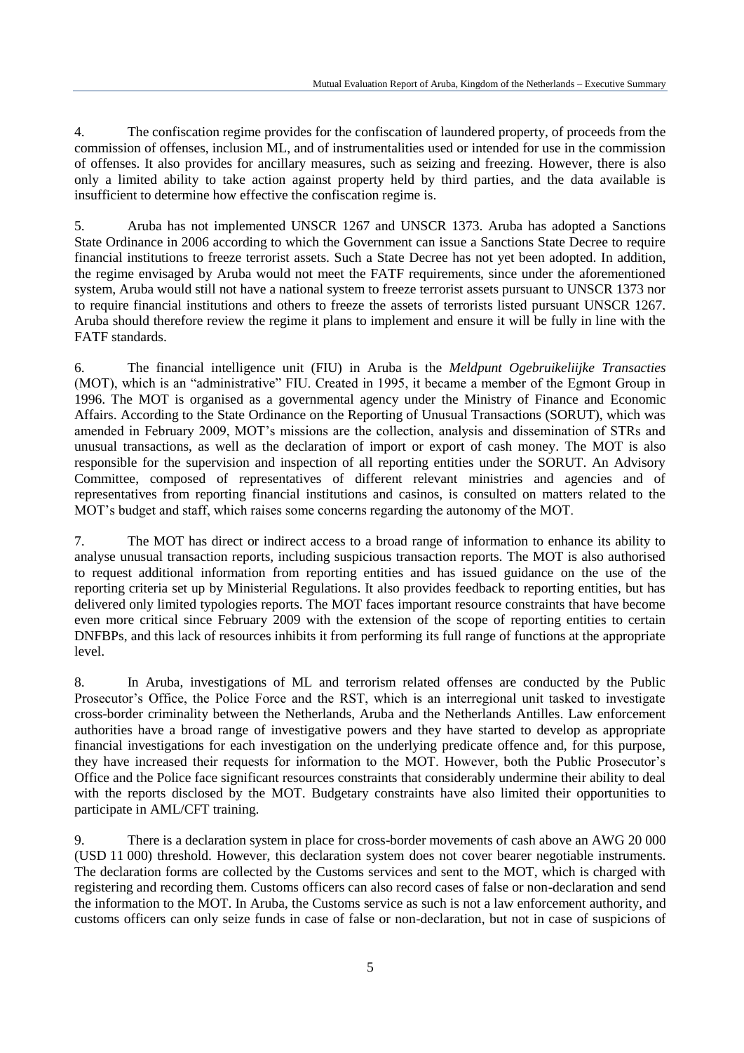4. The confiscation regime provides for the confiscation of laundered property, of proceeds from the commission of offenses, inclusion ML, and of instrumentalities used or intended for use in the commission of offenses. It also provides for ancillary measures, such as seizing and freezing. However, there is also only a limited ability to take action against property held by third parties, and the data available is insufficient to determine how effective the confiscation regime is.

5. Aruba has not implemented UNSCR 1267 and UNSCR 1373. Aruba has adopted a Sanctions State Ordinance in 2006 according to which the Government can issue a Sanctions State Decree to require financial institutions to freeze terrorist assets. Such a State Decree has not yet been adopted. In addition, the regime envisaged by Aruba would not meet the FATF requirements, since under the aforementioned system, Aruba would still not have a national system to freeze terrorist assets pursuant to UNSCR 1373 nor to require financial institutions and others to freeze the assets of terrorists listed pursuant UNSCR 1267. Aruba should therefore review the regime it plans to implement and ensure it will be fully in line with the FATF standards.

6. The financial intelligence unit (FIU) in Aruba is the *Meldpunt Ogebruikeliijke Transacties* (MOT), which is an "administrative" FIU. Created in 1995, it became a member of the Egmont Group in 1996. The MOT is organised as a governmental agency under the Ministry of Finance and Economic Affairs. According to the State Ordinance on the Reporting of Unusual Transactions (SORUT), which was amended in February 2009, MOT's missions are the collection, analysis and dissemination of STRs and unusual transactions, as well as the declaration of import or export of cash money. The MOT is also responsible for the supervision and inspection of all reporting entities under the SORUT. An Advisory Committee, composed of representatives of different relevant ministries and agencies and of representatives from reporting financial institutions and casinos, is consulted on matters related to the MOT's budget and staff, which raises some concerns regarding the autonomy of the MOT.

7. The MOT has direct or indirect access to a broad range of information to enhance its ability to analyse unusual transaction reports, including suspicious transaction reports. The MOT is also authorised to request additional information from reporting entities and has issued guidance on the use of the reporting criteria set up by Ministerial Regulations. It also provides feedback to reporting entities, but has delivered only limited typologies reports. The MOT faces important resource constraints that have become even more critical since February 2009 with the extension of the scope of reporting entities to certain DNFBPs, and this lack of resources inhibits it from performing its full range of functions at the appropriate level.

8. In Aruba, investigations of ML and terrorism related offenses are conducted by the Public Prosecutor's Office, the Police Force and the RST, which is an interregional unit tasked to investigate cross-border criminality between the Netherlands, Aruba and the Netherlands Antilles. Law enforcement authorities have a broad range of investigative powers and they have started to develop as appropriate financial investigations for each investigation on the underlying predicate offence and, for this purpose, they have increased their requests for information to the MOT. However, both the Public Prosecutor's Office and the Police face significant resources constraints that considerably undermine their ability to deal with the reports disclosed by the MOT. Budgetary constraints have also limited their opportunities to participate in AML/CFT training.

9. There is a declaration system in place for cross-border movements of cash above an AWG 20 000 (USD 11 000) threshold. However, this declaration system does not cover bearer negotiable instruments. The declaration forms are collected by the Customs services and sent to the MOT, which is charged with registering and recording them. Customs officers can also record cases of false or non-declaration and send the information to the MOT. In Aruba, the Customs service as such is not a law enforcement authority, and customs officers can only seize funds in case of false or non-declaration, but not in case of suspicions of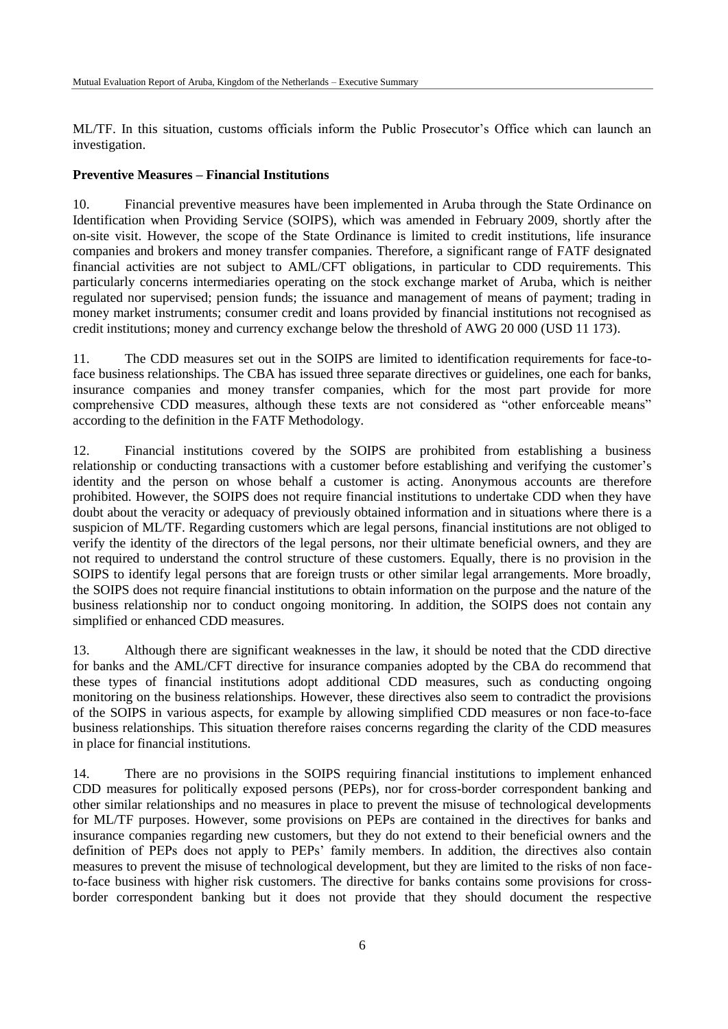ML/TF. In this situation, customs officials inform the Public Prosecutor's Office which can launch an investigation.

**Preventive Measures – Financial Institutions**

10. Financial preventive measures have been implemented in Aruba through the State Ordinance on Identification when Providing Service (SOIPS), which was amended in February 2009, shortly after the on-site visit. However, the scope of the State Ordinance is limited to credit institutions, life insurance companies and brokers and money transfer companies. Therefore, a significant range of FATF designated financial activities are not subject to AML/CFT obligations, in particular to CDD requirements. This particularly concerns intermediaries operating on the stock exchange market of Aruba, which is neither regulated nor supervised; pension funds; the issuance and management of means of payment; trading in money market instruments; consumer credit and loans provided by financial institutions not recognised as credit institutions; money and currency exchange below the threshold of AWG 20 000 (USD 11 173).

11. The CDD measures set out in the SOIPS are limited to identification requirements for face-to-face business relationships. The CBA has issued three separate directives or guidelines, one each for banks, insurance companies and money transfer companies, which for the most part provide for more comprehensive CDD measures, although these texts are not considered as "other enforceable means" according to the definition in the FATF Methodology.

12. Financial institutions covered by the SOIPS are prohibited from establishing a business relationship or conducting transactions with a customer before establishing and verifying the customer's identity and the person on whose behalf a customer is acting. Anonymous accounts are therefore prohibited. However, the SOIPS does not require financial institutions to undertake CDD when they have doubt about the veracity or adequacy of previously obtained information and in situations where there is a suspicion of ML/TF. Regarding customers which are legal persons, financial institutions are not obliged to verify the identity of the directors of the legal persons, nor their ultimate beneficial owners, and they are not required to understand the control structure of these customers. Equally, there is no provision in the SOIPS to identify legal persons that are foreign trusts or other similar legal arrangements. More broadly, the SOIPS does not require financial institutions to obtain information on the purpose and the nature of the business relationship nor to conduct ongoing monitoring. In addition, the SOIPS does not contain any simplified or enhanced CDD measures.

13. Although there are significant weaknesses in the law, it should be noted that the CDD directive for banks and the AML/CFT directive for insurance companies adopted by the CBA do recommend that these types of financial institutions adopt additional CDD measures, such as conducting ongoing monitoring on the business relationships. However, these directives also seem to contradict the provisions of the SOIPS in various aspects, for example by allowing simplified CDD measures or non face-to-face business relationships. This situation therefore raises concerns regarding the clarity of the CDD measures in place for financial institutions.

14. There are no provisions in the SOIPS requiring financial institutions to implement enhanced CDD measures for politically exposed persons (PEPs), nor for cross-border correspondent banking and other similar relationships and no measures in place to prevent the misuse of technological developments for ML/TF purposes. However, some provisions on PEPs are contained in the directives for banks and insurance companies regarding new customers, but they do not extend to their beneficial owners and the definition of PEPs does not apply to PEPs' family members. In addition, the directives also contain measures to prevent the misuse of technological development, but they are limited to the risks of non face-to-face business with higher risk customers. The directive for banks contains some provisions for cross-border correspondent banking but it does not provide that they should document the respective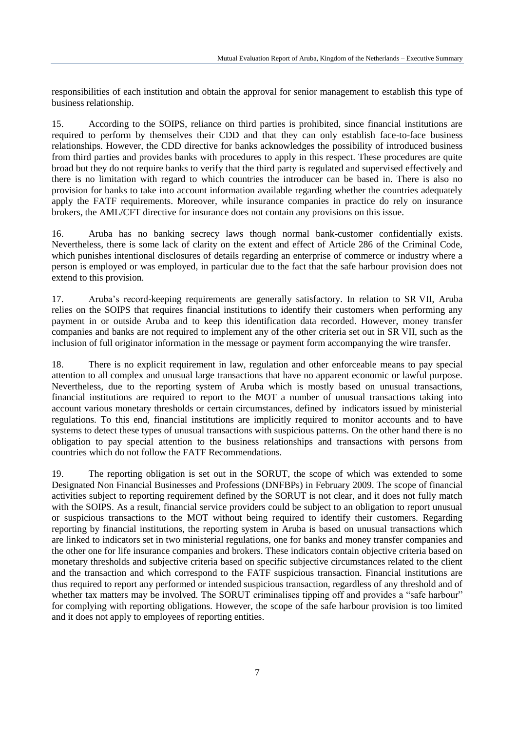responsibilities of each institution and obtain the approval for senior management to establish this type of business relationship.

15. According to the SOIPS, reliance on third parties is prohibited, since financial institutions are required to perform by themselves their CDD and that they can only establish face-to-face business relationships. However, the CDD directive for banks acknowledges the possibility of introduced business from third parties and provides banks with procedures to apply in this respect. These procedures are quite broad but they do not require banks to verify that the third party is regulated and supervised effectively and there is no limitation with regard to which countries the introducer can be based in. There is also no provision for banks to take into account information available regarding whether the countries adequately apply the FATF requirements. Moreover, while insurance companies in practice do rely on insurance brokers, the AML/CFT directive for insurance does not contain any provisions on this issue.

16. Aruba has no banking secrecy laws though normal bank-customer confidentially exists. Nevertheless, there is some lack of clarity on the extent and effect of Article 286 of the Criminal Code, which punishes intentional disclosures of details regarding an enterprise of commerce or industry where a person is employed or was employed, in particular due to the fact that the safe harbour provision does not extend to this provision.

17. Aruba's record-keeping requirements are generally satisfactory. In relation to SR VII, Aruba relies on the SOIPS that requires financial institutions to identify their customers when performing any payment in or outside Aruba and to keep this identification data recorded. However, money transfer companies and banks are not required to implement any of the other criteria set out in SR VII, such as the inclusion of full originator information in the message or payment form accompanying the wire transfer.

18. There is no explicit requirement in law, regulation and other enforceable means to pay special attention to all complex and unusual large transactions that have no apparent economic or lawful purpose. Nevertheless, due to the reporting system of Aruba which is mostly based on unusual transactions, financial institutions are required to report to the MOT a number of unusual transactions taking into account various monetary thresholds or certain circumstances, defined by indicators issued by ministerial regulations. To this end, financial institutions are implicitly required to monitor accounts and to have systems to detect these types of unusual transactions with suspicious patterns. On the other hand there is no obligation to pay special attention to the business relationships and transactions with persons from countries which do not follow the FATF Recommendations.

19. The reporting obligation is set out in the SORUT, the scope of which was extended to some Designated Non Financial Businesses and Professions (DNFBPs) in February 2009. The scope of financial activities subject to reporting requirement defined by the SORUT is not clear, and it does not fully match with the SOIPS. As a result, financial service providers could be subject to an obligation to report unusual or suspicious transactions to the MOT without being required to identify their customers. Regarding reporting by financial institutions, the reporting system in Aruba is based on unusual transactions which are linked to indicators set in two ministerial regulations, one for banks and money transfer companies and the other one for life insurance companies and brokers. These indicators contain objective criteria based on monetary thresholds and subjective criteria based on specific subjective circumstances related to the client and the transaction and which correspond to the FATF suspicious transaction. Financial institutions are thus required to report any performed or intended suspicious transaction, regardless of any threshold and of whether tax matters may be involved. The SORUT criminalises tipping off and provides a "safe harbour" for complying with reporting obligations. However, the scope of the safe harbour provision is too limited and it does not apply to employees of reporting entities.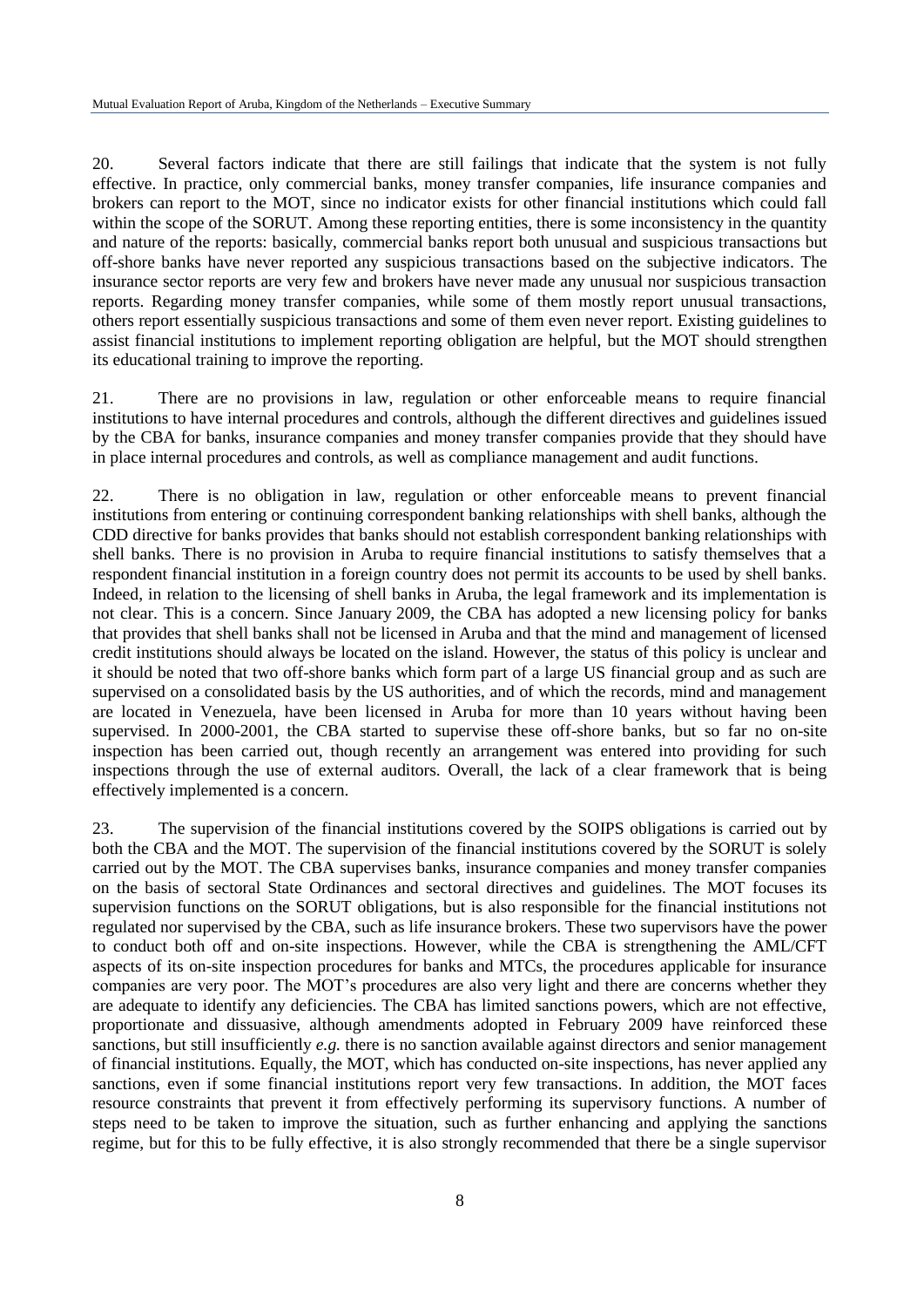20. Several factors indicate that there are still failings that indicate that the system is not fully effective. In practice, only commercial banks, money transfer companies, life insurance companies and brokers can report to the MOT, since no indicator exists for other financial institutions which could fall within the scope of the SORUT. Among these reporting entities, there is some inconsistency in the quantity and nature of the reports: basically, commercial banks report both unusual and suspicious transactions but off-shore banks have never reported any suspicious transactions based on the subjective indicators. The insurance sector reports are very few and brokers have never made any unusual nor suspicious transaction reports. Regarding money transfer companies, while some of them mostly report unusual transactions, others report essentially suspicious transactions and some of them even never report. Existing guidelines to assist financial institutions to implement reporting obligation are helpful, but the MOT should strengthen its educational training to improve the reporting.

21. There are no provisions in law, regulation or other enforceable means to require financial institutions to have internal procedures and controls, although the different directives and guidelines issued by the CBA for banks, insurance companies and money transfer companies provide that they should have in place internal procedures and controls, as well as compliance management and audit functions.

22. There is no obligation in law, regulation or other enforceable means to prevent financial institutions from entering or continuing correspondent banking relationships with shell banks, although the CDD directive for banks provides that banks should not establish correspondent banking relationships with shell banks. There is no provision in Aruba to require financial institutions to satisfy themselves that a respondent financial institution in a foreign country does not permit its accounts to be used by shell banks. Indeed, in relation to the licensing of shell banks in Aruba, the legal framework and its implementation is not clear. This is a concern. Since January 2009, the CBA has adopted a new licensing policy for banks that provides that shell banks shall not be licensed in Aruba and that the mind and management of licensed credit institutions should always be located on the island. However, the status of this policy is unclear and it should be noted that two off-shore banks which form part of a large US financial group and as such are supervised on a consolidated basis by the US authorities, and of which the records, mind and management are located in Venezuela, have been licensed in Aruba for more than 10 years without having been supervised. In 2000-2001, the CBA started to supervise these off-shore banks, but so far no on-site inspection has been carried out, though recently an arrangement was entered into providing for such inspections through the use of external auditors. Overall, the lack of a clear framework that is being effectively implemented is a concern.

23. The supervision of the financial institutions covered by the SOIPS obligations is carried out by both the CBA and the MOT. The supervision of the financial institutions covered by the SORUT is solely carried out by the MOT. The CBA supervises banks, insurance companies and money transfer companies on the basis of sectoral State Ordinances and sectoral directives and guidelines. The MOT focuses its supervision functions on the SORUT obligations, but is also responsible for the financial institutions not regulated nor supervised by the CBA, such as life insurance brokers. These two supervisors have the power to conduct both off and on-site inspections. However, while the CBA is strengthening the AML/CFT aspects of its on-site inspection procedures for banks and MTCs, the procedures applicable for insurance companies are very poor. The MOT's procedures are also very light and there are concerns whether they are adequate to identify any deficiencies. The CBA has limited sanctions powers, which are not effective, proportionate and dissuasive, although amendments adopted in February 2009 have reinforced these sanctions, but still insufficiently *e.g.* there is no sanction available against directors and senior management of financial institutions. Equally, the MOT, which has conducted on-site inspections, has never applied any sanctions, even if some financial institutions report very few transactions. In addition, the MOT faces resource constraints that prevent it from effectively performing its supervisory functions. A number of steps need to be taken to improve the situation, such as further enhancing and applying the sanctions regime, but for this to be fully effective, it is also strongly recommended that there be a single supervisor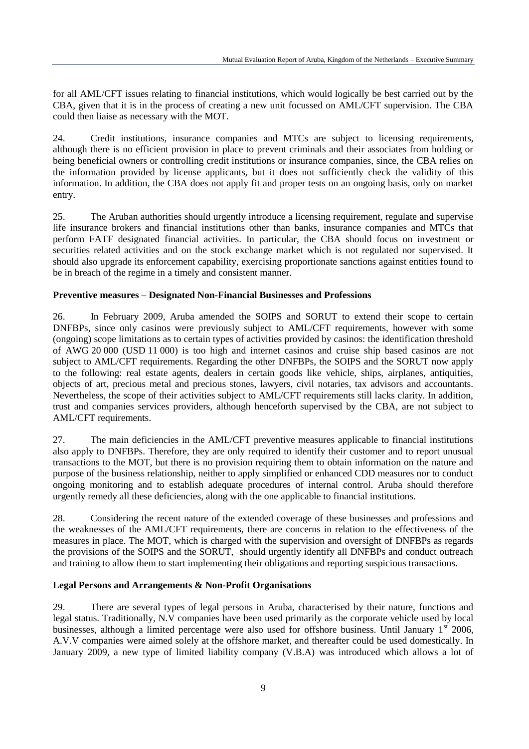for all AML/CFT issues relating to financial institutions, which would logically be best carried out by the CBA, given that it is in the process of creating a new unit focussed on AML/CFT supervision. The CBA could then liaise as necessary with the MOT.

24. Credit institutions, insurance companies and MTCs are subject to licensing requirements, although there is no efficient provision in place to prevent criminals and their associates from holding or being beneficial owners or controlling credit institutions or insurance companies, since, the CBA relies on the information provided by license applicants, but it does not sufficiently check the validity of this information. In addition, the CBA does not apply fit and proper tests on an ongoing basis, only on market entry.

25. The Aruban authorities should urgently introduce a licensing requirement, regulate and supervise life insurance brokers and financial institutions other than banks, insurance companies and MTCs that perform FATF designated financial activities. In particular, the CBA should focus on investment or securities related activities and on the stock exchange market which is not regulated nor supervised. It should also upgrade its enforcement capability, exercising proportionate sanctions against entities found to be in breach of the regime in a timely and consistent manner.

**Preventive measures – Designated Non-Financial Businesses and Professions**

26. In February 2009, Aruba amended the SOIPS and SORUT to extend their scope to certain DNFBPs, since only casinos were previously subject to AML/CFT requirements, however with some (ongoing) scope limitations as to certain types of activities provided by casinos: the identification threshold of AWG 20 000 (USD 11 000) is too high and internet casinos and cruise ship based casinos are not subject to AML/CFT requirements. Regarding the other DNFBPs, the SOIPS and the SORUT now apply to the following: real estate agents, dealers in certain goods like vehicle, ships, airplanes, antiquities, objects of art, precious metal and precious stones, lawyers, civil notaries, tax advisors and accountants. Nevertheless, the scope of their activities subject to AML/CFT requirements still lacks clarity. In addition, trust and companies services providers, although henceforth supervised by the CBA, are not subject to AML/CFT requirements.

27. The main deficiencies in the AML/CFT preventive measures applicable to financial institutions also apply to DNFBPs. Therefore, they are only required to identify their customer and to report unusual transactions to the MOT, but there is no provision requiring them to obtain information on the nature and purpose of the business relationship, neither to apply simplified or enhanced CDD measures nor to conduct ongoing monitoring and to establish adequate procedures of internal control. Aruba should therefore urgently remedy all these deficiencies, along with the one applicable to financial institutions.

28. Considering the recent nature of the extended coverage of these businesses and professions and the weaknesses of the AML/CFT requirements, there are concerns in relation to the effectiveness of the measures in place. The MOT, which is charged with the supervision and oversight of DNFBPs as regards the provisions of the SOIPS and the SORUT, should urgently identify all DNFBPs and conduct outreach and training to allow them to start implementing their obligations and reporting suspicious transactions.

**Legal Persons and Arrangements & Non-Profit Organisations**

29. There are several types of legal persons in Aruba, characterised by their nature, functions and legal status. Traditionally, N.V companies have been used primarily as the corporate vehicle used by local businesses, although a limited percentage were also used for offshore business. Until January 1st 2006, A.V.V companies were aimed solely at the offshore market, and thereafter could be used domestically. In January 2009, a new type of limited liability company (V.B.A) was introduced which allows a lot of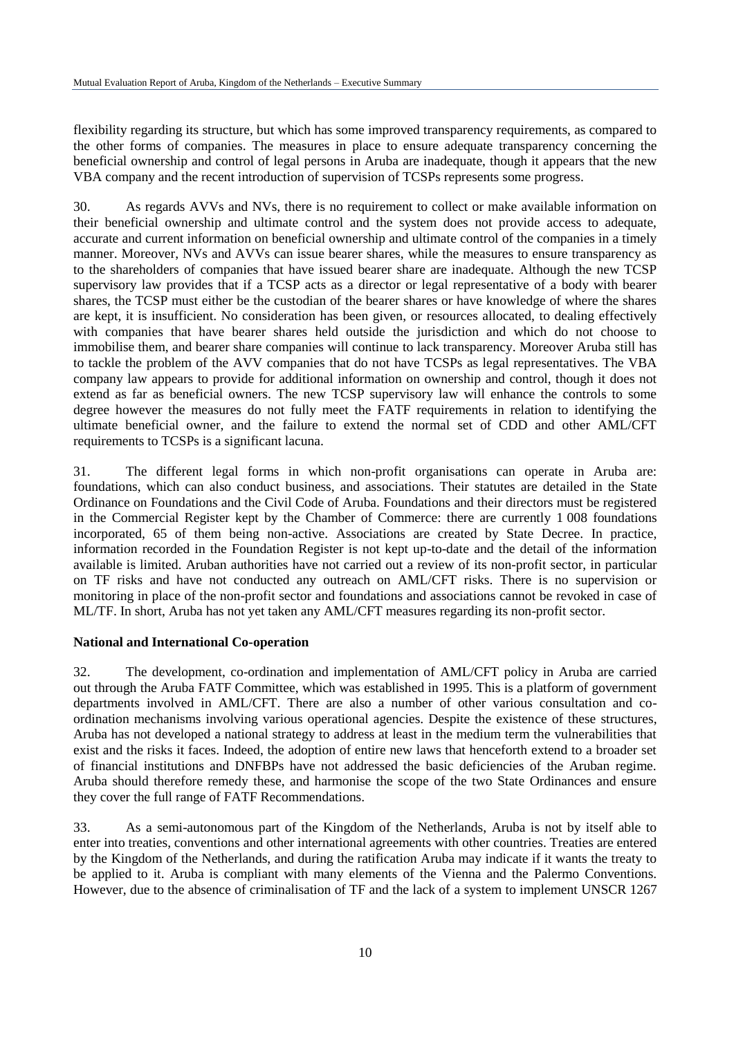flexibility regarding its structure, but which has some improved transparency requirements, as compared to the other forms of companies. The measures in place to ensure adequate transparency concerning the beneficial ownership and control of legal persons in Aruba are inadequate, though it appears that the new VBA company and the recent introduction of supervision of TCSPs represents some progress.

30. As regards AVVs and NVs, there is no requirement to collect or make available information on their beneficial ownership and ultimate control and the system does not provide access to adequate, accurate and current information on beneficial ownership and ultimate control of the companies in a timely manner. Moreover, NVs and AVVs can issue bearer shares, while the measures to ensure transparency as to the shareholders of companies that have issued bearer share are inadequate. Although the new TCSP supervisory law provides that if a TCSP acts as a director or legal representative of a body with bearer shares, the TCSP must either be the custodian of the bearer shares or have knowledge of where the shares are kept, it is insufficient. No consideration has been given, or resources allocated, to dealing effectively with companies that have bearer shares held outside the jurisdiction and which do not choose to immobilise them, and bearer share companies will continue to lack transparency. Moreover Aruba still has to tackle the problem of the AVV companies that do not have TCSPs as legal representatives. The VBA company law appears to provide for additional information on ownership and control, though it does not extend as far as beneficial owners. The new TCSP supervisory law will enhance the controls to some degree however the measures do not fully meet the FATF requirements in relation to identifying the ultimate beneficial owner, and the failure to extend the normal set of CDD and other AML/CFT requirements to TCSPs is a significant lacuna.

31. The different legal forms in which non-profit organisations can operate in Aruba are: foundations, which can also conduct business, and associations. Their statutes are detailed in the State Ordinance on Foundations and the Civil Code of Aruba. Foundations and their directors must be registered in the Commercial Register kept by the Chamber of Commerce: there are currently 1 008 foundations incorporated, 65 of them being non-active. Associations are created by State Decree. In practice, information recorded in the Foundation Register is not kept up-to-date and the detail of the information available is limited. Aruban authorities have not carried out a review of its non-profit sector, in particular on TF risks and have not conducted any outreach on AML/CFT risks. There is no supervision or monitoring in place of the non-profit sector and foundations and associations cannot be revoked in case of ML/TF. In short, Aruba has not yet taken any AML/CFT measures regarding its non-profit sector.

**National and International Co-operation**

32. The development, co-ordination and implementation of AML/CFT policy in Aruba are carried out through the Aruba FATF Committee, which was established in 1995. This is a platform of government departments involved in AML/CFT. There are also a number of other various consultation and co-ordination mechanisms involving various operational agencies. Despite the existence of these structures, Aruba has not developed a national strategy to address at least in the medium term the vulnerabilities that exist and the risks it faces. Indeed, the adoption of entire new laws that henceforth extend to a broader set of financial institutions and DNFBPs have not addressed the basic deficiencies of the Aruban regime. Aruba should therefore remedy these, and harmonise the scope of the two State Ordinances and ensure they cover the full range of FATF Recommendations.

33. As a semi-autonomous part of the Kingdom of the Netherlands, Aruba is not by itself able to enter into treaties, conventions and other international agreements with other countries. Treaties are entered by the Kingdom of the Netherlands, and during the ratification Aruba may indicate if it wants the treaty to be applied to it. Aruba is compliant with many elements of the Vienna and the Palermo Conventions. However, due to the absence of criminalisation of TF and the lack of a system to implement UNSCR 1267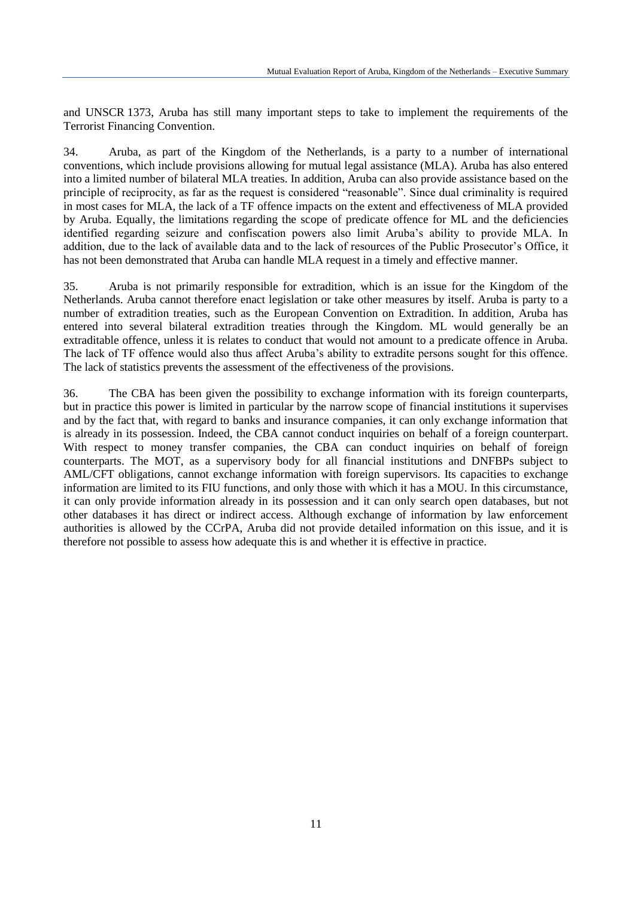and UNSCR 1373, Aruba has still many important steps to take to implement the requirements of the Terrorist Financing Convention.

34. Aruba, as part of the Kingdom of the Netherlands, is a party to a number of international conventions, which include provisions allowing for mutual legal assistance (MLA). Aruba has also entered into a limited number of bilateral MLA treaties. In addition, Aruba can also provide assistance based on the principle of reciprocity, as far as the request is considered "reasonable". Since dual criminality is required in most cases for MLA, the lack of a TF offence impacts on the extent and effectiveness of MLA provided by Aruba. Equally, the limitations regarding the scope of predicate offence for ML and the deficiencies identified regarding seizure and confiscation powers also limit Aruba's ability to provide MLA. In addition, due to the lack of available data and to the lack of resources of the Public Prosecutor's Office, it has not been demonstrated that Aruba can handle MLA request in a timely and effective manner.

35. Aruba is not primarily responsible for extradition, which is an issue for the Kingdom of the Netherlands. Aruba cannot therefore enact legislation or take other measures by itself. Aruba is party to a number of extradition treaties, such as the European Convention on Extradition. In addition, Aruba has entered into several bilateral extradition treaties through the Kingdom. ML would generally be an extraditable offence, unless it is relates to conduct that would not amount to a predicate offence in Aruba. The lack of TF offence would also thus affect Aruba's ability to extradite persons sought for this offence. The lack of statistics prevents the assessment of the effectiveness of the provisions.

36. The CBA has been given the possibility to exchange information with its foreign counterparts, but in practice this power is limited in particular by the narrow scope of financial institutions it supervises and by the fact that, with regard to banks and insurance companies, it can only exchange information that is already in its possession. Indeed, the CBA cannot conduct inquiries on behalf of a foreign counterpart. With respect to money transfer companies, the CBA can conduct inquiries on behalf of foreign counterparts. The MOT, as a supervisory body for all financial institutions and DNFBPs subject to AML/CFT obligations, cannot exchange information with foreign supervisors. Its capacities to exchange information are limited to its FIU functions, and only those with which it has a MOU. In this circumstance, it can only provide information already in its possession and it can only search open databases, but not other databases it has direct or indirect access. Although exchange of information by law enforcement authorities is allowed by the CCrPA, Aruba did not provide detailed information on this issue, and it is therefore not possible to assess how adequate this is and whether it is effective in practice.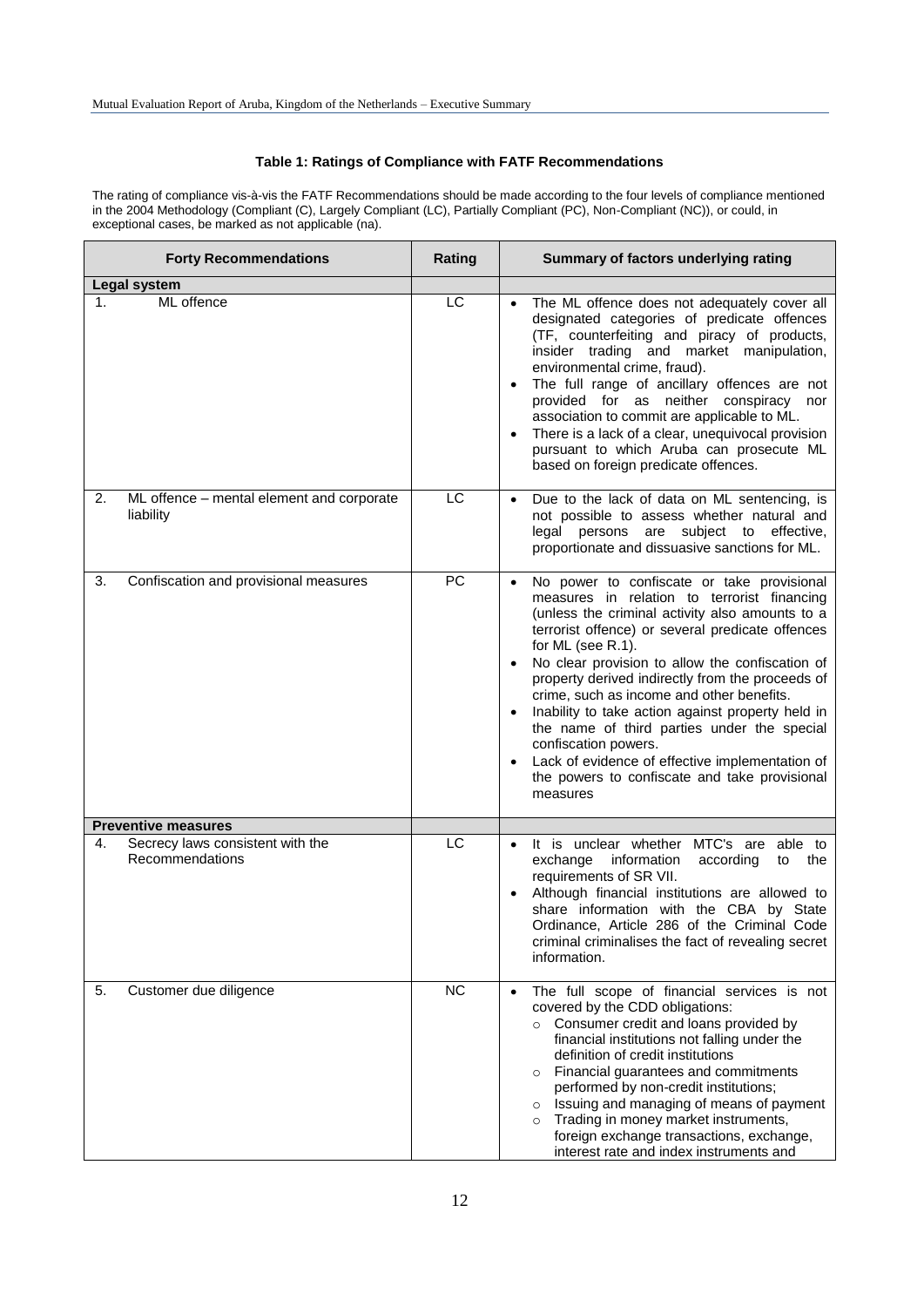### Table 1: Ratings of Compliance with FATF Recommendations

The rating of compliance vis-à-vis the FATF Recommendations should be made according to the four levels of compliance mentioned in the 2004 Methodology (Compliant (C), Largely Compliant (LC), Partially Compliant (PC), Non-Compliant (NC)), or could, in exceptional cases, be marked as not applicable (na).

| Forty Recommendations | Rating | Summary of factors underlying rating |
|---|---|---|
| **Legal system** | | |
| 1. ML offence | LC | • The ML offence does not adequately cover all designated categories of predicate offences (TF, counterfeiting and piracy of products, insider trading and market manipulation, environmental crime, fraud).<br>• The full range of ancillary offences are not provided for as neither conspiracy nor association to commit are applicable to ML.<br>• There is a lack of a clear, unequivocal provision pursuant to which Aruba can prosecute ML based on foreign predicate offences. |
| 2. ML offence – mental element and corporate liability | LC | • Due to the lack of data on ML sentencing, is not possible to assess whether natural and legal persons are subject to effective, proportionate and dissuasive sanctions for ML. |
| 3. Confiscation and provisional measures | PC | • No power to confiscate or take provisional measures in relation to terrorist financing (unless the criminal activity also amounts to a terrorist offence) or several predicate offences for ML (see R.1).<br>• No clear provision to allow the confiscation of property derived indirectly from the proceeds of crime, such as income and other benefits.<br>• Inability to take action against property held in the name of third parties under the special confiscation powers.<br>• Lack of evidence of effective implementation of the powers to confiscate and take provisional measures |
| **Preventive measures** | | |
| 4. Secrecy laws consistent with the Recommendations | LC | • It is unclear whether MTC's are able to exchange information according to the requirements of SR VII.<br>• Although financial institutions are allowed to share information with the CBA by State Ordinance, Article 286 of the Criminal Code criminal criminalises the fact of revealing secret information. |
| 5. Customer due diligence | NC | • The full scope of financial services is not covered by the CDD obligations:<br>○ Consumer credit and loans provided by financial institutions not falling under the definition of credit institutions<br>○ Financial guarantees and commitments performed by non-credit institutions;<br>○ Issuing and managing of means of payment<br>○ Trading in money market instruments, foreign exchange transactions, exchange, interest rate and index instruments and |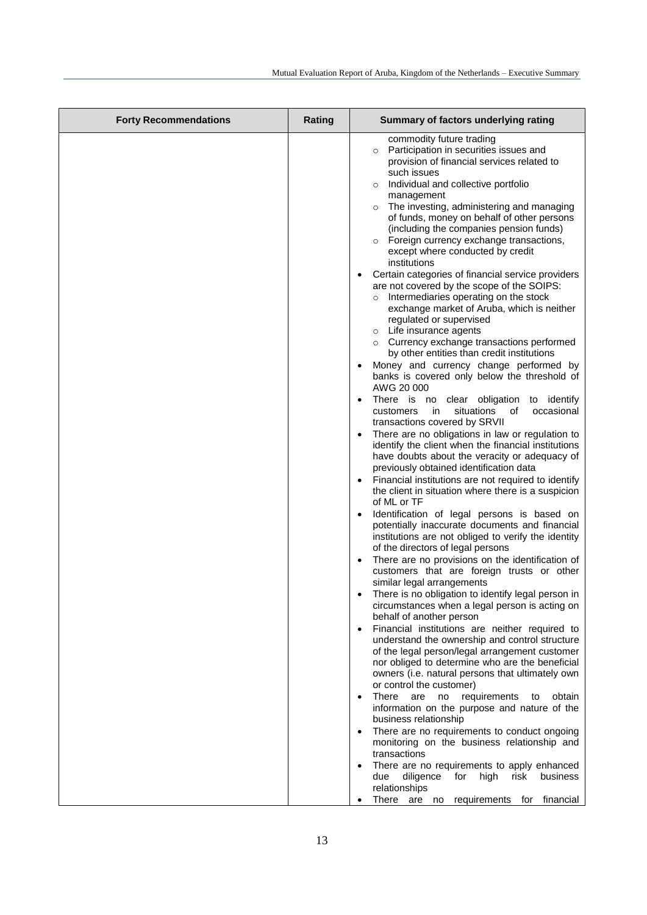| Forty Recommendations | Rating | Summary of factors underlying rating |
|---|---|---|
| | | commodity future trading<br>○ Participation in securities issues and provision of financial services related to such issues<br>○ Individual and collective portfolio management<br>○ The investing, administering and managing of funds, money on behalf of other persons (including the companies pension funds)<br>○ Foreign currency exchange transactions, except where conducted by credit institutions<br>• Certain categories of financial service providers are not covered by the scope of the SOIPS:<br>○ Intermediaries operating on the stock exchange market of Aruba, which is neither regulated or supervised<br>○ Life insurance agents<br>○ Currency exchange transactions performed by other entities than credit institutions<br>• Money and currency change performed by banks is covered only below the threshold of AWG 20 000<br>• There is no clear obligation to identify customers in situations of occasional transactions covered by SRVII<br>• There are no obligations in law or regulation to identify the client when the financial institutions have doubts about the veracity or adequacy of previously obtained identification data<br>• Financial institutions are not required to identify the client in situation where there is a suspicion of ML or TF<br>• Identification of legal persons is based on potentially inaccurate documents and financial institutions are not obliged to verify the identity of the directors of legal persons<br>• There are no provisions on the identification of customers that are foreign trusts or other similar legal arrangements<br>• There is no obligation to identify legal person in circumstances when a legal person is acting on behalf of another person<br>• Financial institutions are neither required to understand the ownership and control structure of the legal person/legal arrangement customer nor obliged to determine who are the beneficial owners (i.e. natural persons that ultimately own or control the customer)<br>• There are no requirements to obtain information on the purpose and nature of the business relationship<br>• There are no requirements to conduct ongoing monitoring on the business relationship and transactions<br>• There are no requirements to apply enhanced due diligence for high risk business relationships<br>• There are no requirements for financial |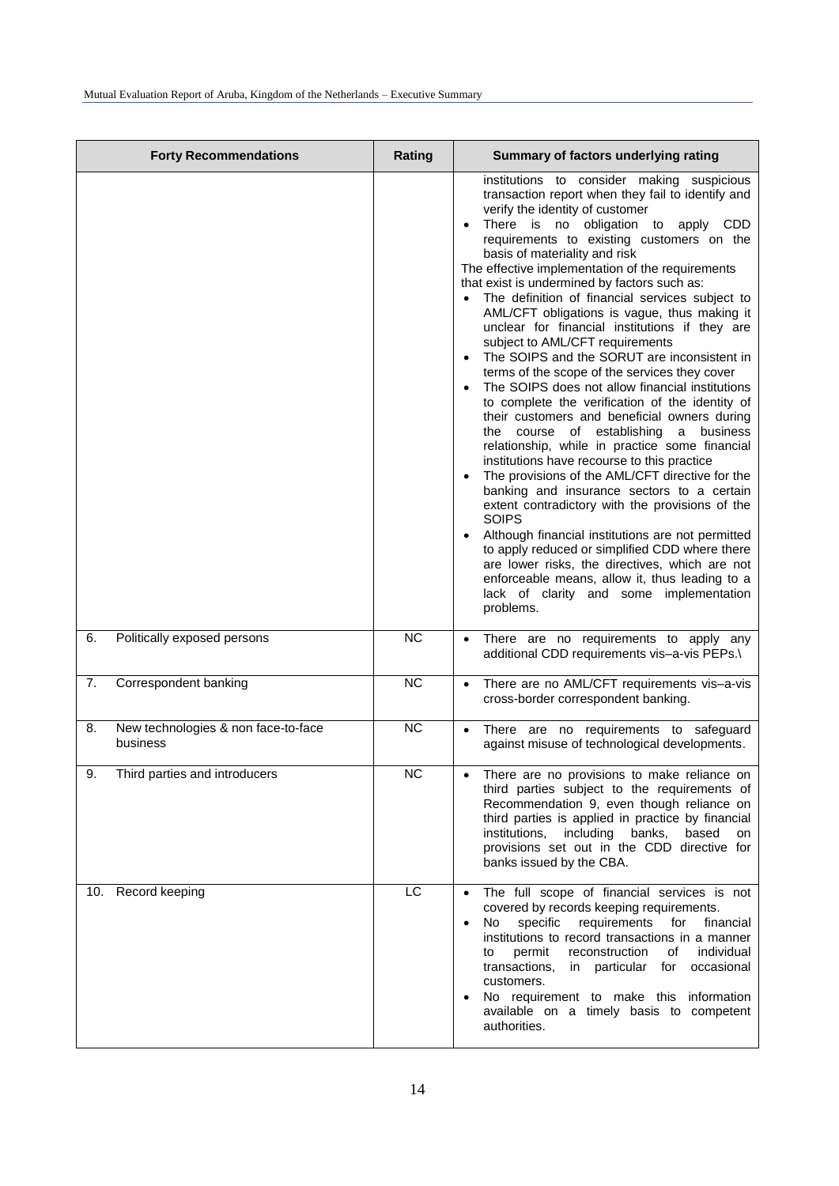| Forty Recommendations | Rating | Summary of factors underlying rating |
|---|---|---|
| | | institutions to consider making suspicious transaction report when they fail to identify and verify the identity of customer<br>• There is no obligation to apply CDD requirements to existing customers on the basis of materiality and risk<br>The effective implementation of the requirements that exist is undermined by factors such as:<br>• The definition of financial services subject to AML/CFT obligations is vague, thus making it unclear for financial institutions if they are subject to AML/CFT requirements<br>• The SOIPS and the SORUT are inconsistent in terms of the scope of the services they cover<br>• The SOIPS does not allow financial institutions to complete the verification of the identity of their customers and beneficial owners during the course of establishing a business relationship, while in practice some financial institutions have recourse to this practice<br>• The provisions of the AML/CFT directive for the banking and insurance sectors to a certain extent contradictory with the provisions of the SOIPS<br>• Although financial institutions are not permitted to apply reduced or simplified CDD where there are lower risks, the directives, which are not enforceable means, allow it, thus leading to a lack of clarity and some implementation problems. |
| 6. Politically exposed persons | NC | • There are no requirements to apply any additional CDD requirements vis–a-vis PEPs.\ |
| 7. Correspondent banking | NC | • There are no AML/CFT requirements vis–a-vis cross-border correspondent banking. |
| 8. New technologies & non face-to-face business | NC | • There are no requirements to safeguard against misuse of technological developments. |
| 9. Third parties and introducers | NC | • There are no provisions to make reliance on third parties subject to the requirements of Recommendation 9, even though reliance on third parties is applied in practice by financial institutions, including banks, based on provisions set out in the CDD directive for banks issued by the CBA. |
| 10. Record keeping | LC | • The full scope of financial services is not covered by records keeping requirements.<br>• No specific requirements for financial institutions to record transactions in a manner to permit reconstruction of individual transactions, in particular for occasional customers.<br>• No requirement to make this information available on a timely basis to competent authorities. |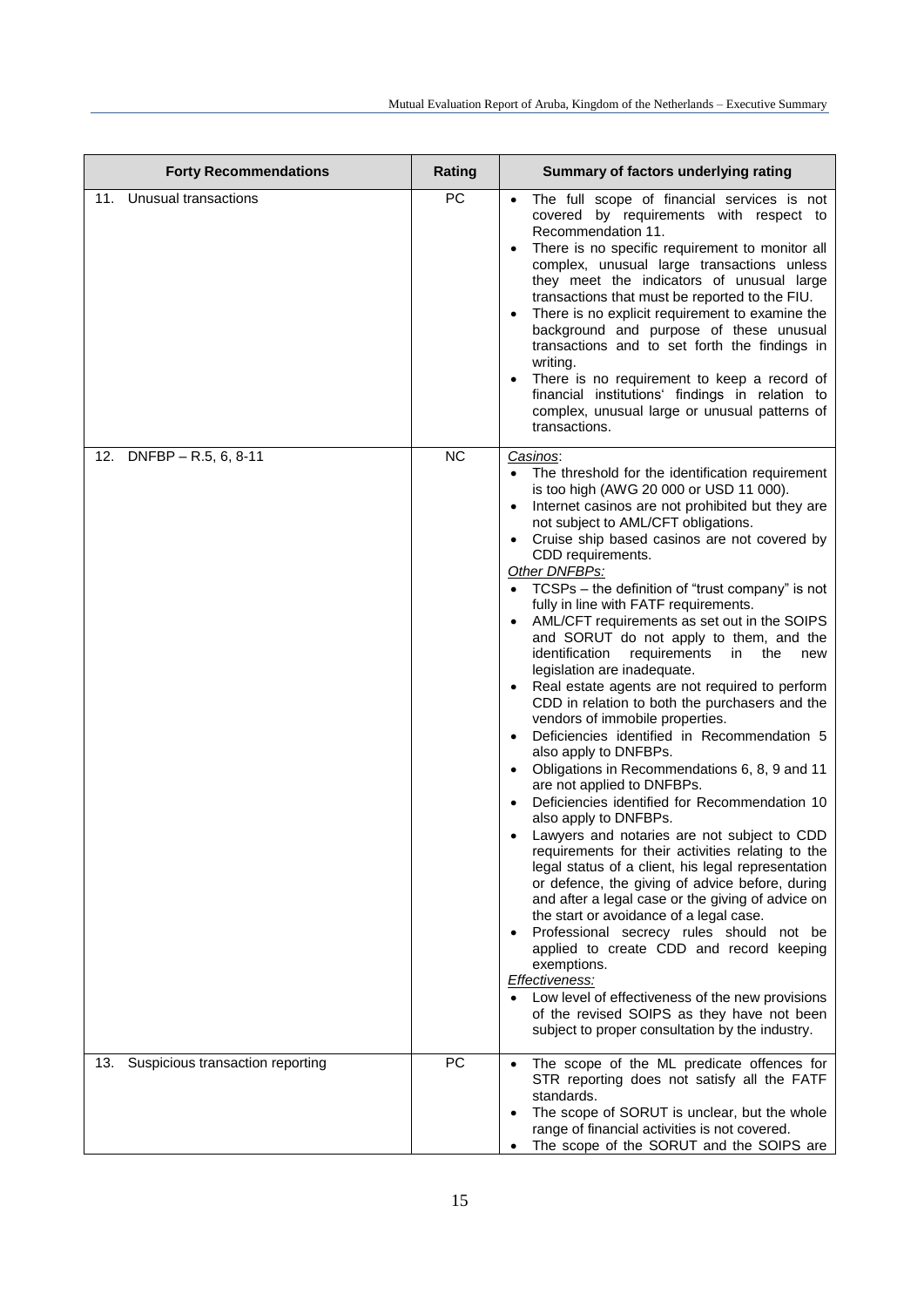| Forty Recommendations | Rating | Summary of factors underlying rating |
|---|---|---|
| 11. Unusual transactions | PC | • The full scope of financial services is not covered by requirements with respect to Recommendation 11.<br>• There is no specific requirement to monitor all complex, unusual large transactions unless they meet the indicators of unusual large transactions that must be reported to the FIU.<br>• There is no explicit requirement to examine the background and purpose of these unusual transactions and to set forth the findings in writing.<br>• There is no requirement to keep a record of financial institutions' findings in relation to complex, unusual large or unusual patterns of transactions. |
| 12. DNFBP – R.5, 6, 8-11 | NC | *Casinos*:<br>• The threshold for the identification requirement is too high (AWG 20 000 or USD 11 000).<br>• Internet casinos are not prohibited but they are not subject to AML/CFT obligations.<br>• Cruise ship based casinos are not covered by CDD requirements.<br>*Other DNFBPs:*<br>• TCSPs – the definition of "trust company" is not fully in line with FATF requirements.<br>• AML/CFT requirements as set out in the SOIPS and SORUT do not apply to them, and the identification requirements in the new legislation are inadequate.<br>• Real estate agents are not required to perform CDD in relation to both the purchasers and the vendors of immobile properties.<br>• Deficiencies identified in Recommendation 5 also apply to DNFBPs.<br>• Obligations in Recommendations 6, 8, 9 and 11 are not applied to DNFBPs.<br>• Deficiencies identified for Recommendation 10 also apply to DNFBPs.<br>• Lawyers and notaries are not subject to CDD requirements for their activities relating to the legal status of a client, his legal representation or defence, the giving of advice before, during and after a legal case or the giving of advice on the start or avoidance of a legal case.<br>• Professional secrecy rules should not be applied to create CDD and record keeping exemptions.<br>*Effectiveness:*<br>• Low level of effectiveness of the new provisions of the revised SOIPS as they have not been subject to proper consultation by the industry. |
| 13. Suspicious transaction reporting | PC | • The scope of the ML predicate offences for STR reporting does not satisfy all the FATF standards.<br>• The scope of SORUT is unclear, but the whole range of financial activities is not covered.<br>• The scope of the SORUT and the SOIPS are |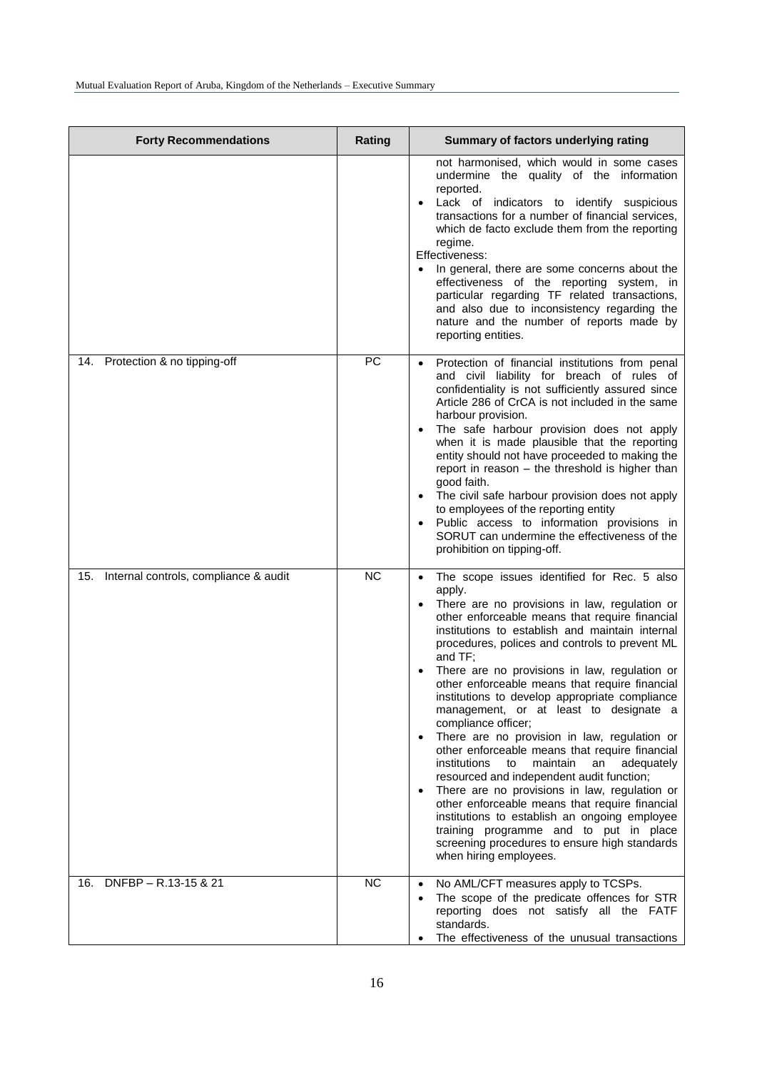| Forty Recommendations | Rating | Summary of factors underlying rating |
|---|---|---|
| | | not harmonised, which would in some cases undermine the quality of the information reported.<br>• Lack of indicators to identify suspicious transactions for a number of financial services, which de facto exclude them from the reporting regime.<br>Effectiveness:<br>• In general, there are some concerns about the effectiveness of the reporting system, in particular regarding TF related transactions, and also due to inconsistency regarding the nature and the number of reports made by reporting entities. |
| 14. Protection & no tipping-off | PC | • Protection of financial institutions from penal and civil liability for breach of rules of confidentiality is not sufficiently assured since Article 286 of CrCA is not included in the same harbour provision.<br>• The safe harbour provision does not apply when it is made plausible that the reporting entity should not have proceeded to making the report in reason – the threshold is higher than good faith.<br>• The civil safe harbour provision does not apply to employees of the reporting entity<br>• Public access to information provisions in SORUT can undermine the effectiveness of the prohibition on tipping-off. |
| 15. Internal controls, compliance & audit | NC | • The scope issues identified for Rec. 5 also apply.<br>• There are no provisions in law, regulation or other enforceable means that require financial institutions to establish and maintain internal procedures, polices and controls to prevent ML and TF;<br>• There are no provisions in law, regulation or other enforceable means that require financial institutions to develop appropriate compliance management, or at least to designate a compliance officer;<br>• There are no provision in law, regulation or other enforceable means that require financial institutions to maintain an adequately resourced and independent audit function;<br>• There are no provisions in law, regulation or other enforceable means that require financial institutions to establish an ongoing employee training programme and to put in place screening procedures to ensure high standards when hiring employees. |
| 16. DNFBP – R.13-15 & 21 | NC | • No AML/CFT measures apply to TCSPs.<br>• The scope of the predicate offences for STR reporting does not satisfy all the FATF standards.<br>• The effectiveness of the unusual transactions |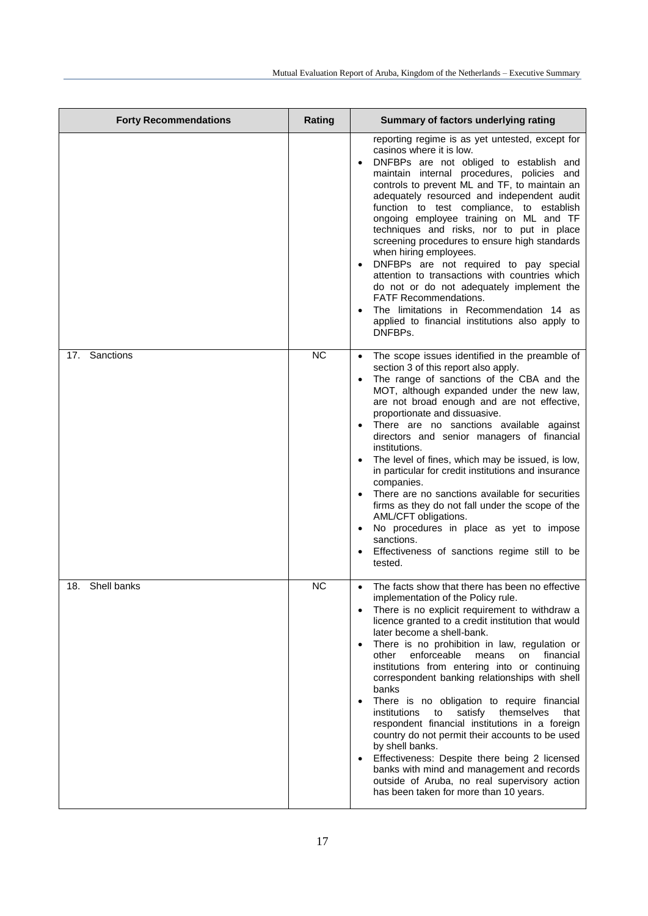| Forty Recommendations | Rating | Summary of factors underlying rating |
|---|---|---|
| | | reporting regime is as yet untested, except for casinos where it is low.<br>• DNFBPs are not obliged to establish and maintain internal procedures, policies and controls to prevent ML and TF, to maintain an adequately resourced and independent audit function to test compliance, to establish ongoing employee training on ML and TF techniques and risks, nor to put in place screening procedures to ensure high standards when hiring employees.<br>• DNFBPs are not required to pay special attention to transactions with countries which do not or do not adequately implement the FATF Recommendations.<br>• The limitations in Recommendation 14 as applied to financial institutions also apply to DNFBPs. |
| 17. Sanctions | NC | • The scope issues identified in the preamble of section 3 of this report also apply.<br>• The range of sanctions of the CBA and the MOT, although expanded under the new law, are not broad enough and are not effective, proportionate and dissuasive.<br>• There are no sanctions available against directors and senior managers of financial institutions.<br>• The level of fines, which may be issued, is low, in particular for credit institutions and insurance companies.<br>• There are no sanctions available for securities firms as they do not fall under the scope of the AML/CFT obligations.<br>• No procedures in place as yet to impose sanctions.<br>• Effectiveness of sanctions regime still to be tested. |
| 18. Shell banks | NC | • The facts show that there has been no effective implementation of the Policy rule.<br>• There is no explicit requirement to withdraw a licence granted to a credit institution that would later become a shell-bank.<br>• There is no prohibition in law, regulation or other enforceable means on financial institutions from entering into or continuing correspondent banking relationships with shell banks<br>• There is no obligation to require financial institutions to satisfy themselves that respondent financial institutions in a foreign country do not permit their accounts to be used by shell banks.<br>• Effectiveness: Despite there being 2 licensed banks with mind and management and records outside of Aruba, no real supervisory action has been taken for more than 10 years. |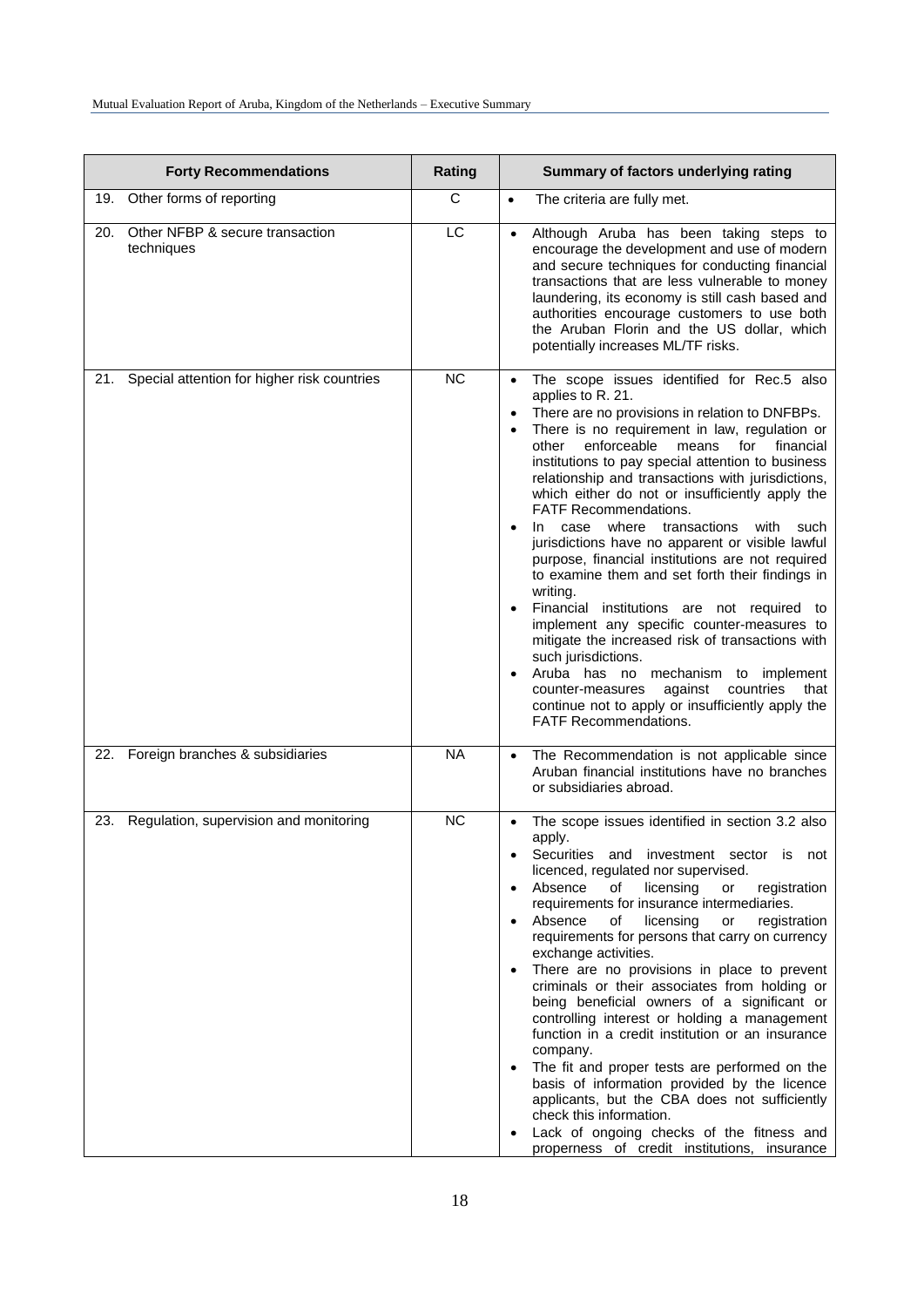| Forty Recommendations | Rating | Summary of factors underlying rating |
|---|---|---|
| 19. Other forms of reporting | C | • The criteria are fully met. |
| 20. Other NFBP & secure transaction techniques | LC | • Although Aruba has been taking steps to encourage the development and use of modern and secure techniques for conducting financial transactions that are less vulnerable to money laundering, its economy is still cash based and authorities encourage customers to use both the Aruban Florin and the US dollar, which potentially increases ML/TF risks. |
| 21. Special attention for higher risk countries | NC | • The scope issues identified for Rec.5 also applies to R. 21.<br>• There are no provisions in relation to DNFBPs.<br>• There is no requirement in law, regulation or other enforceable means for financial institutions to pay special attention to business relationship and transactions with jurisdictions, which either do not or insufficiently apply the FATF Recommendations.<br>• In case where transactions with such jurisdictions have no apparent or visible lawful purpose, financial institutions are not required to examine them and set forth their findings in writing.<br>• Financial institutions are not required to implement any specific counter-measures to mitigate the increased risk of transactions with such jurisdictions.<br>• Aruba has no mechanism to implement counter-measures against countries that continue not to apply or insufficiently apply the FATF Recommendations. |
| 22. Foreign branches & subsidiaries | NA | • The Recommendation is not applicable since Aruban financial institutions have no branches or subsidiaries abroad. |
| 23. Regulation, supervision and monitoring | NC | • The scope issues identified in section 3.2 also apply.<br>• Securities and investment sector is not licenced, regulated nor supervised.<br>• Absence of licensing or registration requirements for insurance intermediaries.<br>• Absence of licensing or registration requirements for persons that carry on currency exchange activities.<br>• There are no provisions in place to prevent criminals or their associates from holding or being beneficial owners of a significant or controlling interest or holding a management function in a credit institution or an insurance company.<br>• The fit and proper tests are performed on the basis of information provided by the licence applicants, but the CBA does not sufficiently check this information.<br>• Lack of ongoing checks of the fitness and properness of credit institutions, insurance |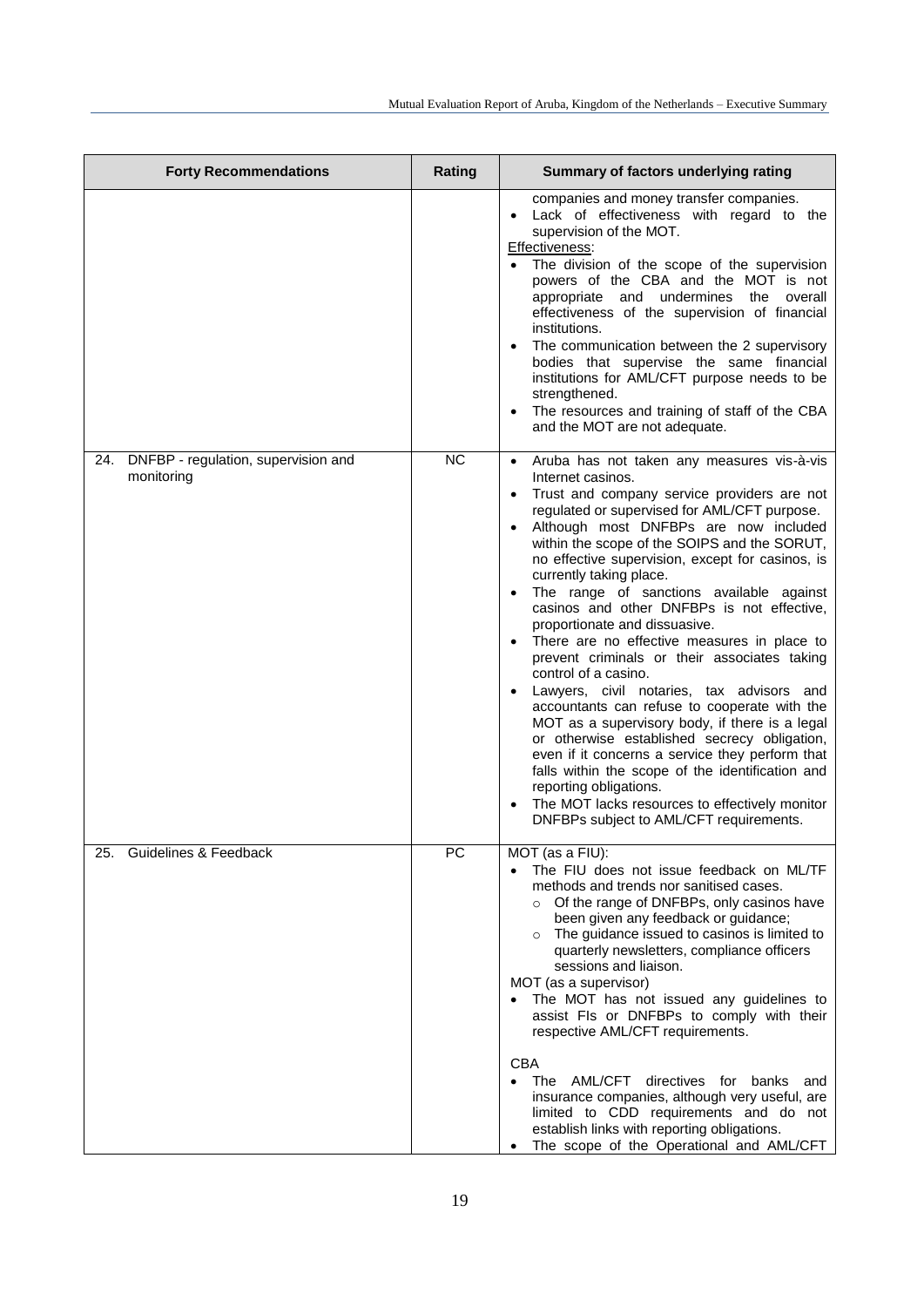| Forty Recommendations | Rating | Summary of factors underlying rating |
|---|---|---|
| | | companies and money transfer companies.<br>• Lack of effectiveness with regard to the supervision of the MOT.<br>Effectiveness:<br>• The division of the scope of the supervision powers of the CBA and the MOT is not appropriate and undermines the overall effectiveness of the supervision of financial institutions.<br>• The communication between the 2 supervisory bodies that supervise the same financial institutions for AML/CFT purpose needs to be strengthened.<br>• The resources and training of staff of the CBA and the MOT are not adequate. |
| 24. DNFBP - regulation, supervision and monitoring | NC | • Aruba has not taken any measures vis-à-vis Internet casinos.<br>• Trust and company service providers are not regulated or supervised for AML/CFT purpose.<br>• Although most DNFBPs are now included within the scope of the SOIPS and the SORUT, no effective supervision, except for casinos, is currently taking place.<br>• The range of sanctions available against casinos and other DNFBPs is not effective, proportionate and dissuasive.<br>• There are no effective measures in place to prevent criminals or their associates taking control of a casino.<br>• Lawyers, civil notaries, tax advisors and accountants can refuse to cooperate with the MOT as a supervisory body, if there is a legal or otherwise established secrecy obligation, even if it concerns a service they perform that falls within the scope of the identification and reporting obligations.<br>• The MOT lacks resources to effectively monitor DNFBPs subject to AML/CFT requirements. |
| 25. Guidelines & Feedback | PC | MOT (as a FIU):<br>• The FIU does not issue feedback on ML/TF methods and trends nor sanitised cases.<br>&nbsp;&nbsp;&nbsp;○ Of the range of DNFBPs, only casinos have been given any feedback or guidance;<br>&nbsp;&nbsp;&nbsp;○ The guidance issued to casinos is limited to quarterly newsletters, compliance officers sessions and liaison.<br>MOT (as a supervisor)<br>• The MOT has not issued any guidelines to assist FIs or DNFBPs to comply with their respective AML/CFT requirements.<br><br>CBA<br>• The AML/CFT directives for banks and insurance companies, although very useful, are limited to CDD requirements and do not establish links with reporting obligations.<br>• The scope of the Operational and AML/CFT |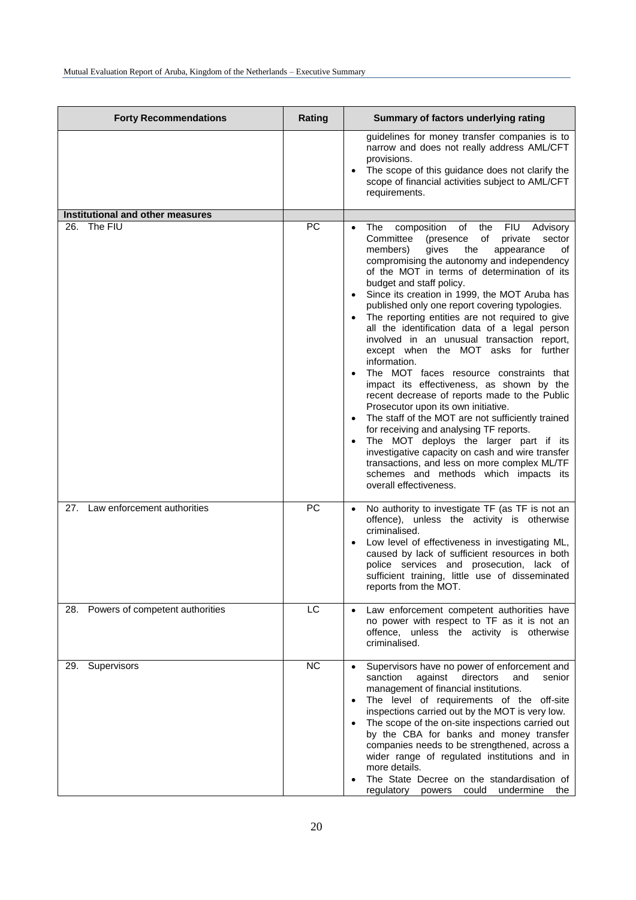| Forty Recommendations | Rating | Summary of factors underlying rating |
|---|---|---|
| | | guidelines for money transfer companies is to narrow and does not really address AML/CFT provisions.<br>• The scope of this guidance does not clarify the scope of financial activities subject to AML/CFT requirements. |
| **Institutional and other measures** | | |
| 26. The FIU | PC | • The composition of the FIU Advisory Committee (presence of private sector members) gives the appearance of compromising the autonomy and independency of the MOT in terms of determination of its budget and staff policy.<br>• Since its creation in 1999, the MOT Aruba has published only one report covering typologies.<br>• The reporting entities are not required to give all the identification data of a legal person involved in an unusual transaction report, except when the MOT asks for further information.<br>• The MOT faces resource constraints that impact its effectiveness, as shown by the recent decrease of reports made to the Public Prosecutor upon its own initiative.<br>• The staff of the MOT are not sufficiently trained for receiving and analysing TF reports.<br>• The MOT deploys the larger part if its investigative capacity on cash and wire transfer transactions, and less on more complex ML/TF schemes and methods which impacts its overall effectiveness. |
| 27. Law enforcement authorities | PC | • No authority to investigate TF (as TF is not an offence), unless the activity is otherwise criminalised.<br>• Low level of effectiveness in investigating ML, caused by lack of sufficient resources in both police services and prosecution, lack of sufficient training, little use of disseminated reports from the MOT. |
| 28. Powers of competent authorities | LC | • Law enforcement competent authorities have no power with respect to TF as it is not an offence, unless the activity is otherwise criminalised. |
| 29. Supervisors | NC | • Supervisors have no power of enforcement and sanction against directors and senior management of financial institutions.<br>• The level of requirements of the off-site inspections carried out by the MOT is very low.<br>• The scope of the on-site inspections carried out by the CBA for banks and money transfer companies needs to be strengthened, across a wider range of regulated institutions and in more details.<br>• The State Decree on the standardisation of regulatory powers could undermine the |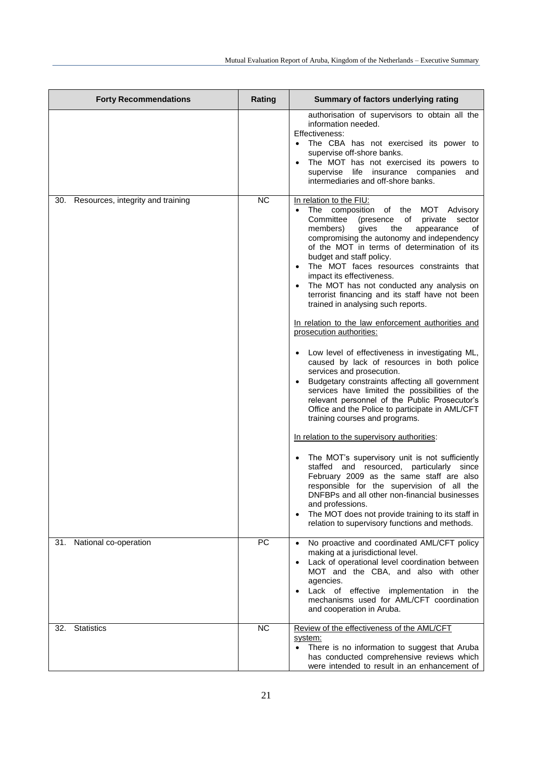| Forty Recommendations | Rating | Summary of factors underlying rating |
|---|---|---|
| | | authorisation of supervisors to obtain all the information needed.<br>Effectiveness:<br>• The CBA has not exercised its power to supervise off-shore banks.<br>• The MOT has not exercised its powers to supervise life insurance companies and intermediaries and off-shore banks. |
| 30. Resources, integrity and training | NC | In relation to the FIU:<br>• The composition of the MOT Advisory Committee (presence of private sector members) gives the appearance of compromising the autonomy and independency of the MOT in terms of determination of its budget and staff policy.<br>• The MOT faces resources constraints that impact its effectiveness.<br>• The MOT has not conducted any analysis on terrorist financing and its staff have not been trained in analysing such reports.<br><br>In relation to the law enforcement authorities and prosecution authorities:<br><br>• Low level of effectiveness in investigating ML, caused by lack of resources in both police services and prosecution.<br>• Budgetary constraints affecting all government services have limited the possibilities of the relevant personnel of the Public Prosecutor's Office and the Police to participate in AML/CFT training courses and programs.<br><br>In relation to the supervisory authorities:<br><br>• The MOT's supervisory unit is not sufficiently staffed and resourced, particularly since February 2009 as the same staff are also responsible for the supervision of all the DNFBPs and all other non-financial businesses and professions.<br>• The MOT does not provide training to its staff in relation to supervisory functions and methods. |
| 31. National co-operation | PC | • No proactive and coordinated AML/CFT policy making at a jurisdictional level.<br>• Lack of operational level coordination between MOT and the CBA, and also with other agencies.<br>• Lack of effective implementation in the mechanisms used for AML/CFT coordination and cooperation in Aruba. |
| 32. Statistics | NC | Review of the effectiveness of the AML/CFT system:<br>• There is no information to suggest that Aruba has conducted comprehensive reviews which were intended to result in an enhancement of |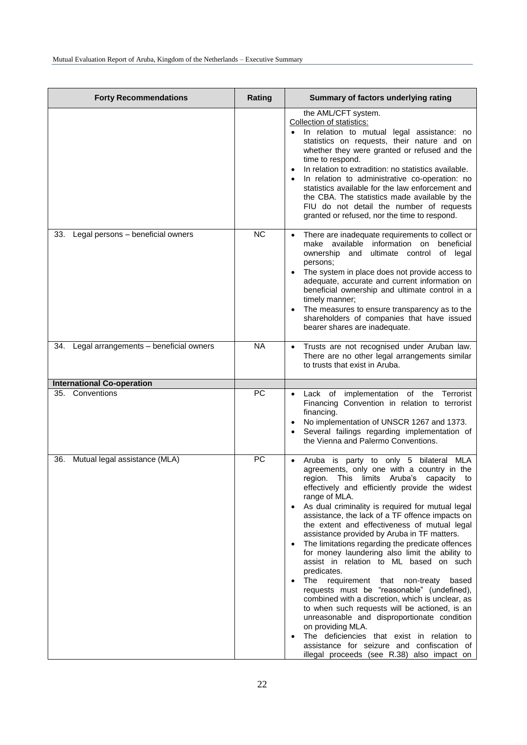| Forty Recommendations | Rating | Summary of factors underlying rating |
|---|---|---|
| | | the AML/CFT system.<br>Collection of statistics:<br>• In relation to mutual legal assistance: no statistics on requests, their nature and on whether they were granted or refused and the time to respond.<br>• In relation to extradition: no statistics available.<br>• In relation to administrative co-operation: no statistics available for the law enforcement and the CBA. The statistics made available by the FIU do not detail the number of requests granted or refused, nor the time to respond. |
| 33. Legal persons – beneficial owners | NC | • There are inadequate requirements to collect or make available information on beneficial ownership and ultimate control of legal persons;<br>• The system in place does not provide access to adequate, accurate and current information on beneficial ownership and ultimate control in a timely manner;<br>• The measures to ensure transparency as to the shareholders of companies that have issued bearer shares are inadequate. |
| 34. Legal arrangements – beneficial owners | NA | • Trusts are not recognised under Aruban law. There are no other legal arrangements similar to trusts that exist in Aruba. |
| **International Co-operation** | | |
| 35. Conventions | PC | • Lack of implementation of the Terrorist Financing Convention in relation to terrorist financing.<br>• No implementation of UNSCR 1267 and 1373.<br>• Several failings regarding implementation of the Vienna and Palermo Conventions. |
| 36. Mutual legal assistance (MLA) | PC | • Aruba is party to only 5 bilateral MLA agreements, only one with a country in the region. This limits Aruba's capacity to effectively and efficiently provide the widest range of MLA.<br>• As dual criminality is required for mutual legal assistance, the lack of a TF offence impacts on the extent and effectiveness of mutual legal assistance provided by Aruba in TF matters.<br>• The limitations regarding the predicate offences for money laundering also limit the ability to assist in relation to ML based on such predicates.<br>• The requirement that non-treaty based requests must be "reasonable" (undefined), combined with a discretion, which is unclear, as to when such requests will be actioned, is an unreasonable and disproportionate condition on providing MLA.<br>• The deficiencies that exist in relation to assistance for seizure and confiscation of illegal proceeds (see R.38) also impact on |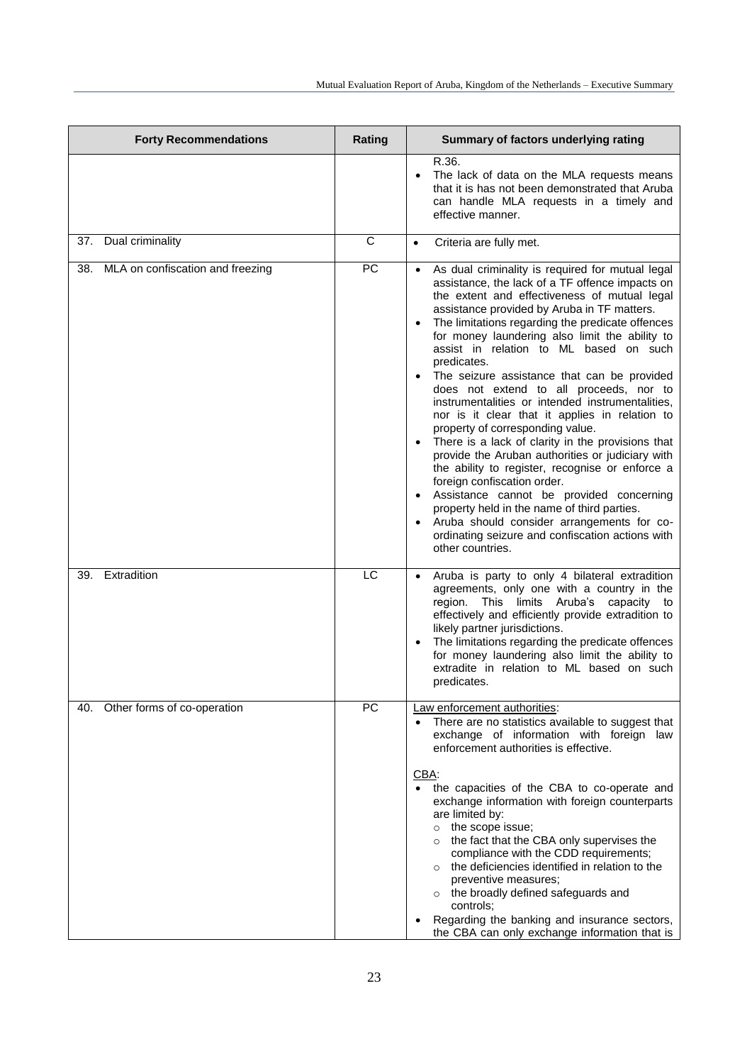| Forty Recommendations | Rating | Summary of factors underlying rating |
|---|---|---|
| | | R.36.<br>• The lack of data on the MLA requests means that it is has not been demonstrated that Aruba can handle MLA requests in a timely and effective manner. |
| 37. Dual criminality | C | • Criteria are fully met. |
| 38. MLA on confiscation and freezing | PC | • As dual criminality is required for mutual legal assistance, the lack of a TF offence impacts on the extent and effectiveness of mutual legal assistance provided by Aruba in TF matters.<br>• The limitations regarding the predicate offences for money laundering also limit the ability to assist in relation to ML based on such predicates.<br>• The seizure assistance that can be provided does not extend to all proceeds, nor to instrumentalities or intended instrumentalities, nor is it clear that it applies in relation to property of corresponding value.<br>• There is a lack of clarity in the provisions that provide the Aruban authorities or judiciary with the ability to register, recognise or enforce a foreign confiscation order.<br>• Assistance cannot be provided concerning property held in the name of third parties.<br>• Aruba should consider arrangements for co-ordinating seizure and confiscation actions with other countries. |
| 39. Extradition | LC | • Aruba is party to only 4 bilateral extradition agreements, only one with a country in the region. This limits Aruba's capacity to effectively and efficiently provide extradition to likely partner jurisdictions.<br>• The limitations regarding the predicate offences for money laundering also limit the ability to extradite in relation to ML based on such predicates. |
| 40. Other forms of co-operation | PC | Law enforcement authorities:<br>• There are no statistics available to suggest that exchange of information with foreign law enforcement authorities is effective.<br><br>CBA:<br>• the capacities of the CBA to co-operate and exchange information with foreign counterparts are limited by:<br>  ○ the scope issue;<br>  ○ the fact that the CBA only supervises the compliance with the CDD requirements;<br>  ○ the deficiencies identified in relation to the preventive measures;<br>  ○ the broadly defined safeguards and controls;<br>• Regarding the banking and insurance sectors, the CBA can only exchange information that is |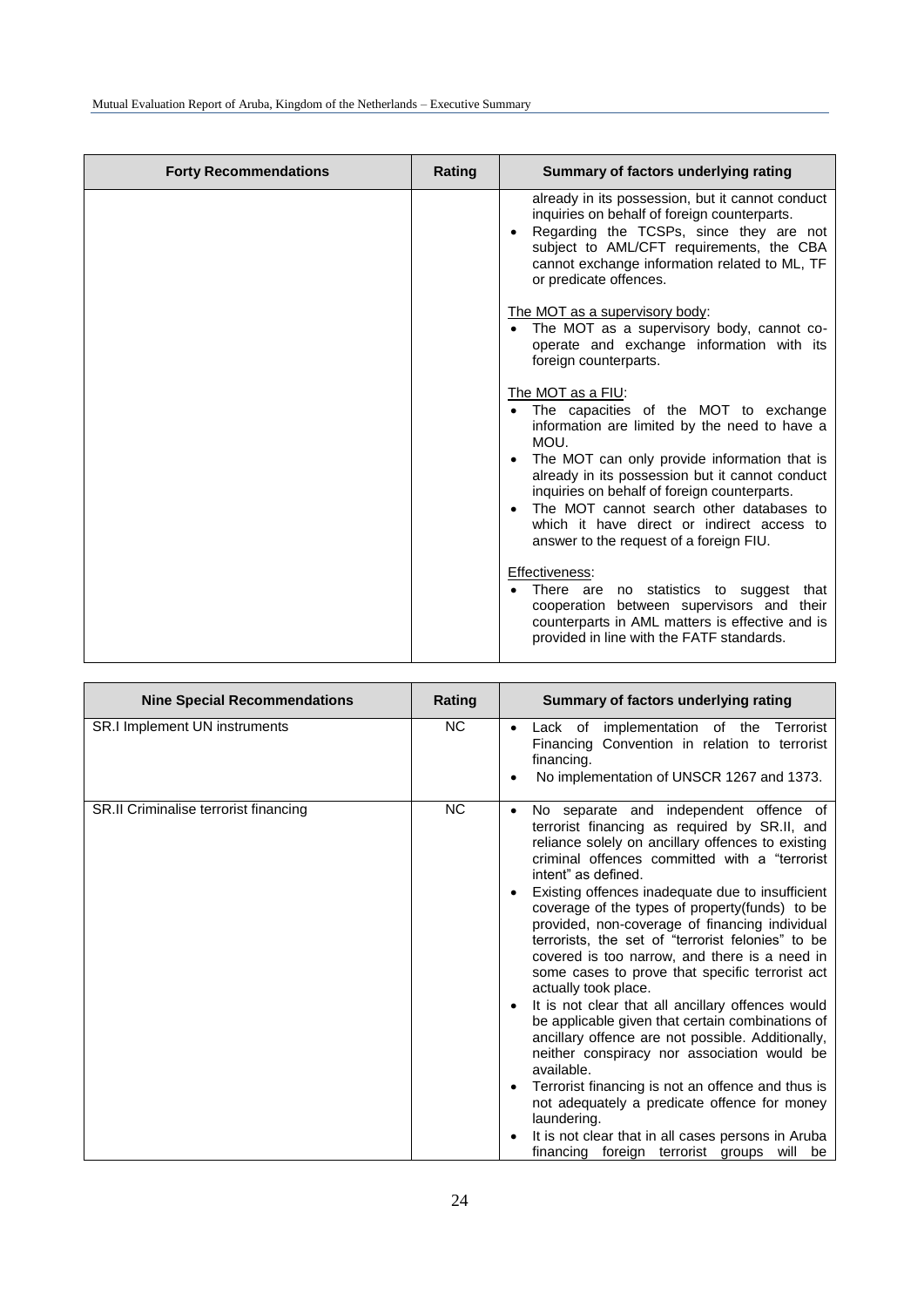| Forty Recommendations | Rating | Summary of factors underlying rating |
|---|---|---|
| | | already in its possession, but it cannot conduct inquiries on behalf of foreign counterparts.<br>• Regarding the TCSPs, since they are not subject to AML/CFT requirements, the CBA cannot exchange information related to ML, TF or predicate offences.<br><br>The MOT as a supervisory body:<br>• The MOT as a supervisory body, cannot co-operate and exchange information with its foreign counterparts.<br><br>The MOT as a FIU:<br>• The capacities of the MOT to exchange information are limited by the need to have a MOU.<br>• The MOT can only provide information that is already in its possession but it cannot conduct inquiries on behalf of foreign counterparts.<br>• The MOT cannot search other databases to which it have direct or indirect access to answer to the request of a foreign FIU.<br><br>Effectiveness:<br>• There are no statistics to suggest that cooperation between supervisors and their counterparts in AML matters is effective and is provided in line with the FATF standards. |

| Nine Special Recommendations | Rating | Summary of factors underlying rating |
|---|---|---|
| SR.I Implement UN instruments | NC | • Lack of implementation of the Terrorist Financing Convention in relation to terrorist financing.<br>• No implementation of UNSCR 1267 and 1373. |
| SR.II Criminalise terrorist financing | NC | • No separate and independent offence of terrorist financing as required by SR.II, and reliance solely on ancillary offences to existing criminal offences committed with a "terrorist intent" as defined.<br>• Existing offences inadequate due to insufficient coverage of the types of property(funds) to be provided, non-coverage of financing individual terrorists, the set of "terrorist felonies" to be covered is too narrow, and there is a need in some cases to prove that specific terrorist act actually took place.<br>• It is not clear that all ancillary offences would be applicable given that certain combinations of ancillary offence are not possible. Additionally, neither conspiracy nor association would be available.<br>• Terrorist financing is not an offence and thus is not adequately a predicate offence for money laundering.<br>• It is not clear that in all cases persons in Aruba financing foreign terrorist groups will be |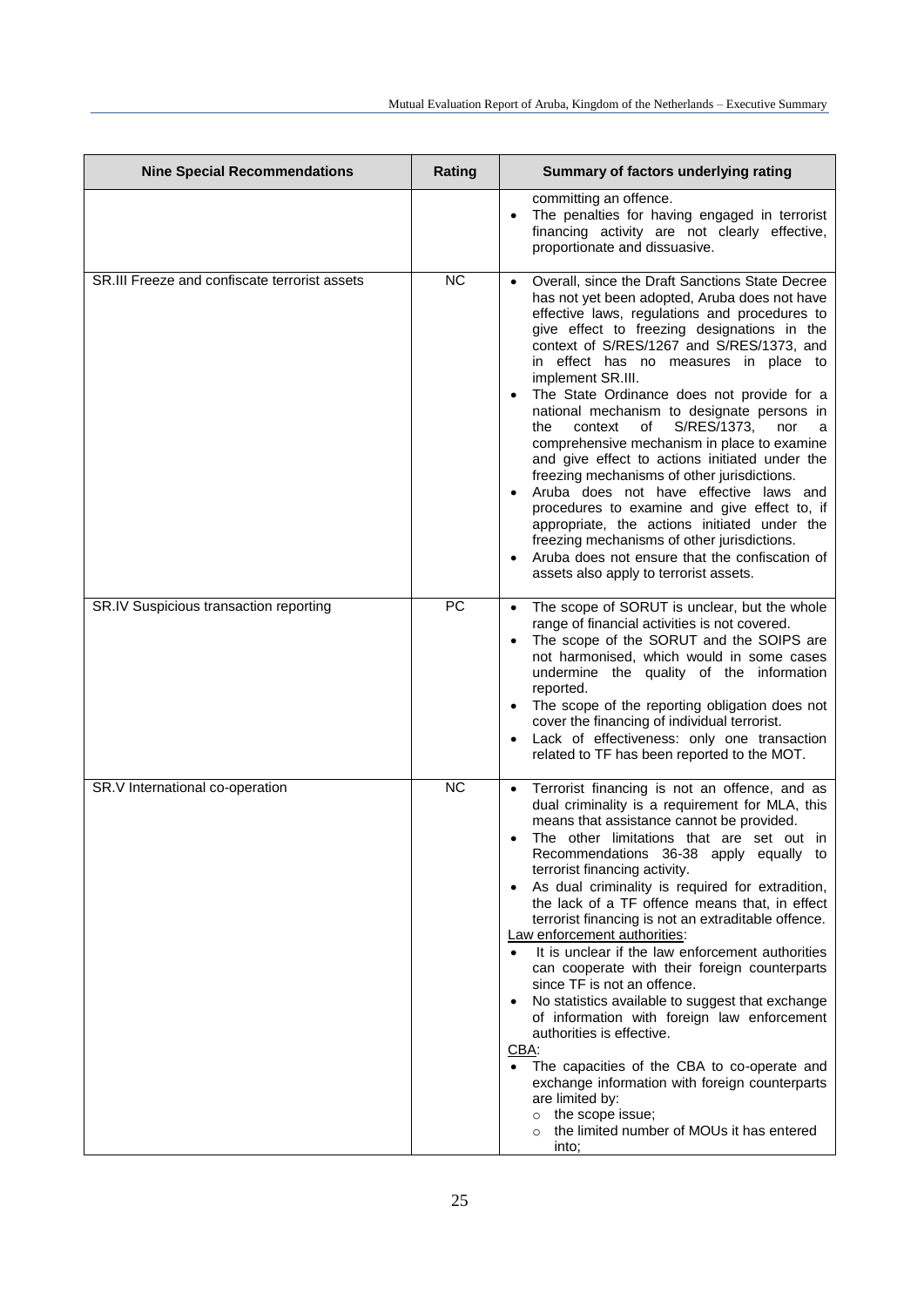| Nine Special Recommendations | Rating | Summary of factors underlying rating |
|---|---|---|
| | | committing an offence.<br>• The penalties for having engaged in terrorist financing activity are not clearly effective, proportionate and dissuasive. |
| SR.III Freeze and confiscate terrorist assets | NC | • Overall, since the Draft Sanctions State Decree has not yet been adopted, Aruba does not have effective laws, regulations and procedures to give effect to freezing designations in the context of S/RES/1267 and S/RES/1373, and in effect has no measures in place to implement SR.III.<br>• The State Ordinance does not provide for a national mechanism to designate persons in the context of S/RES/1373, nor a comprehensive mechanism in place to examine and give effect to actions initiated under the freezing mechanisms of other jurisdictions.<br>• Aruba does not have effective laws and procedures to examine and give effect to, if appropriate, the actions initiated under the freezing mechanisms of other jurisdictions.<br>• Aruba does not ensure that the confiscation of assets also apply to terrorist assets. |
| SR.IV Suspicious transaction reporting | PC | • The scope of SORUT is unclear, but the whole range of financial activities is not covered.<br>• The scope of the SORUT and the SOIPS are not harmonised, which would in some cases undermine the quality of the information reported.<br>• The scope of the reporting obligation does not cover the financing of individual terrorist.<br>• Lack of effectiveness: only one transaction related to TF has been reported to the MOT. |
| SR.V International co-operation | NC | • Terrorist financing is not an offence, and as dual criminality is a requirement for MLA, this means that assistance cannot be provided.<br>• The other limitations that are set out in Recommendations 36-38 apply equally to terrorist financing activity.<br>• As dual criminality is required for extradition, the lack of a TF offence means that, in effect terrorist financing is not an extraditable offence.<br><u>Law enforcement authorities</u>:<br>• It is unclear if the law enforcement authorities can cooperate with their foreign counterparts since TF is not an offence.<br>• No statistics available to suggest that exchange of information with foreign law enforcement authorities is effective.<br><u>CBA</u>:<br>• The capacities of the CBA to co-operate and exchange information with foreign counterparts are limited by:<br>&nbsp;&nbsp;o the scope issue;<br>&nbsp;&nbsp;o the limited number of MOUs it has entered into; |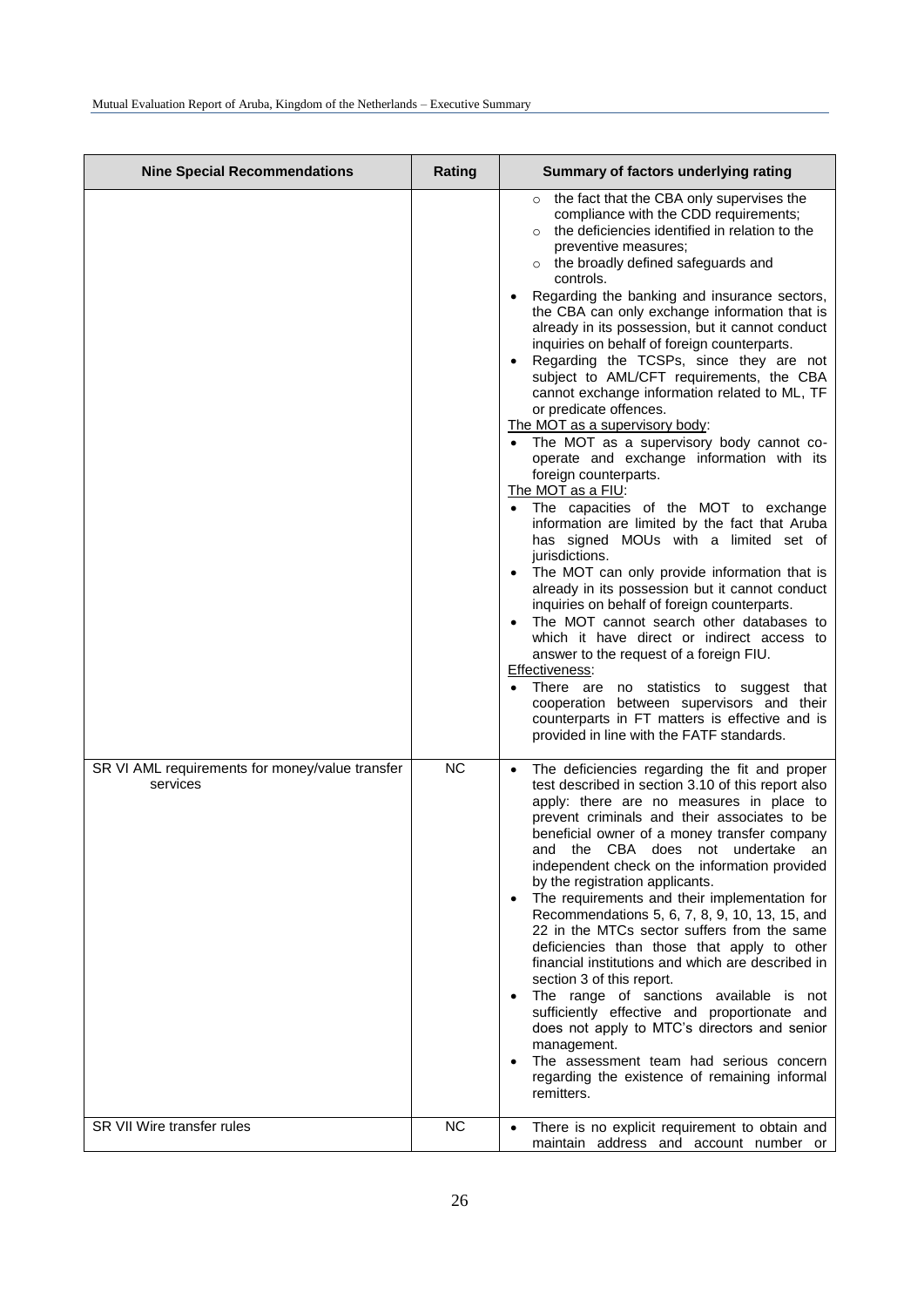| Nine Special Recommendations | Rating | Summary of factors underlying rating |
|---|---|---|
| | | ○ the fact that the CBA only supervises the compliance with the CDD requirements;<br>○ the deficiencies identified in relation to the preventive measures;<br>○ the broadly defined safeguards and controls.<br>• Regarding the banking and insurance sectors, the CBA can only exchange information that is already in its possession, but it cannot conduct inquiries on behalf of foreign counterparts.<br>• Regarding the TCSPs, since they are not subject to AML/CFT requirements, the CBA cannot exchange information related to ML, TF or predicate offences.<br><u>The MOT as a supervisory body</u>:<br>• The MOT as a supervisory body cannot co-operate and exchange information with its foreign counterparts.<br><u>The MOT as a FIU</u>:<br>• The capacities of the MOT to exchange information are limited by the fact that Aruba has signed MOUs with a limited set of jurisdictions.<br>• The MOT can only provide information that is already in its possession but it cannot conduct inquiries on behalf of foreign counterparts.<br>• The MOT cannot search other databases to which it have direct or indirect access to answer to the request of a foreign FIU.<br><u>Effectiveness</u>:<br>• There are no statistics to suggest that cooperation between supervisors and their counterparts in FT matters is effective and is provided in line with the FATF standards. |
| SR VI AML requirements for money/value transfer services | NC | • The deficiencies regarding the fit and proper test described in section 3.10 of this report also apply: there are no measures in place to prevent criminals and their associates to be beneficial owner of a money transfer company and the CBA does not undertake an independent check on the information provided by the registration applicants.<br>• The requirements and their implementation for Recommendations 5, 6, 7, 8, 9, 10, 13, 15, and 22 in the MTCs sector suffers from the same deficiencies than those that apply to other financial institutions and which are described in section 3 of this report.<br>• The range of sanctions available is not sufficiently effective and proportionate and does not apply to MTC's directors and senior management.<br>• The assessment team had serious concern regarding the existence of remaining informal remitters. |
| SR VII Wire transfer rules | NC | • There is no explicit requirement to obtain and maintain address and account number or |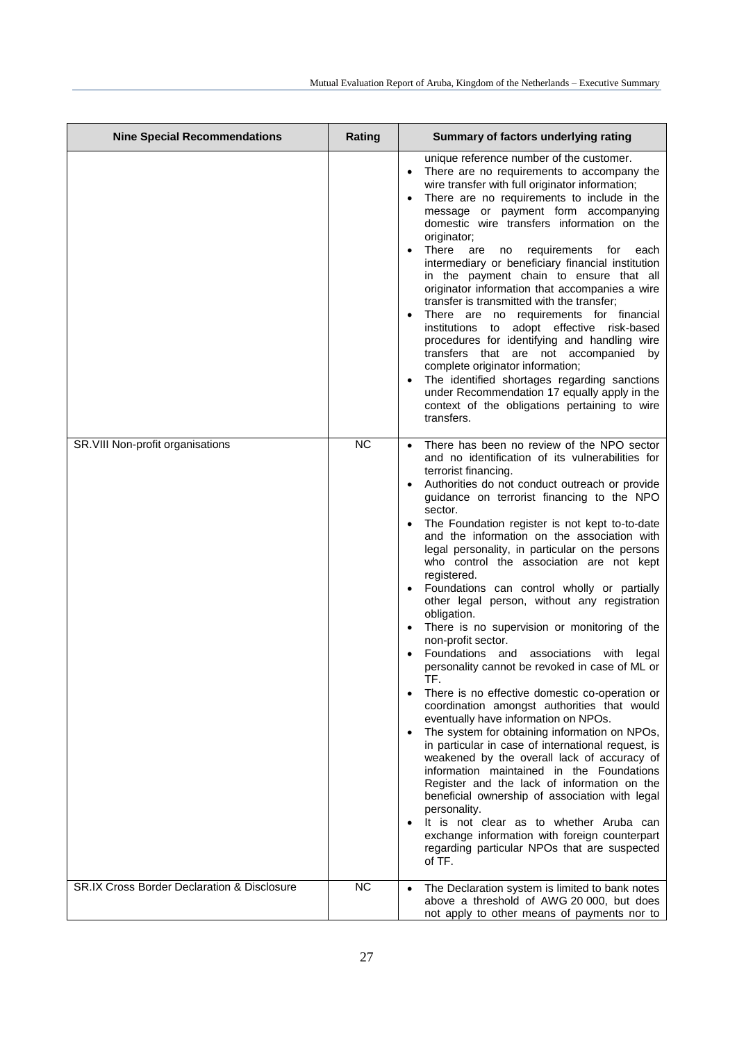| Nine Special Recommendations | Rating | Summary of factors underlying rating |
|---|---|---|
| | | unique reference number of the customer.<br>• There are no requirements to accompany the wire transfer with full originator information;<br>• There are no requirements to include in the message or payment form accompanying domestic wire transfers information on the originator;<br>• There are no requirements for each intermediary or beneficiary financial institution in the payment chain to ensure that all originator information that accompanies a wire transfer is transmitted with the transfer;<br>• There are no requirements for financial institutions to adopt effective risk-based procedures for identifying and handling wire transfers that are not accompanied by complete originator information;<br>• The identified shortages regarding sanctions under Recommendation 17 equally apply in the context of the obligations pertaining to wire transfers. |
| SR.VIII Non-profit organisations | NC | • There has been no review of the NPO sector and no identification of its vulnerabilities for terrorist financing.<br>• Authorities do not conduct outreach or provide guidance on terrorist financing to the NPO sector.<br>• The Foundation register is not kept to-to-date and the information on the association with legal personality, in particular on the persons who control the association are not kept registered.<br>• Foundations can control wholly or partially other legal person, without any registration obligation.<br>• There is no supervision or monitoring of the non-profit sector.<br>• Foundations and associations with legal personality cannot be revoked in case of ML or TF.<br>• There is no effective domestic co-operation or coordination amongst authorities that would eventually have information on NPOs.<br>• The system for obtaining information on NPOs, in particular in case of international request, is weakened by the overall lack of accuracy of information maintained in the Foundations Register and the lack of information on the beneficial ownership of association with legal personality.<br>• It is not clear as to whether Aruba can exchange information with foreign counterpart regarding particular NPOs that are suspected of TF. |
| SR.IX Cross Border Declaration & Disclosure | NC | • The Declaration system is limited to bank notes above a threshold of AWG 20 000, but does not apply to other means of payments nor to |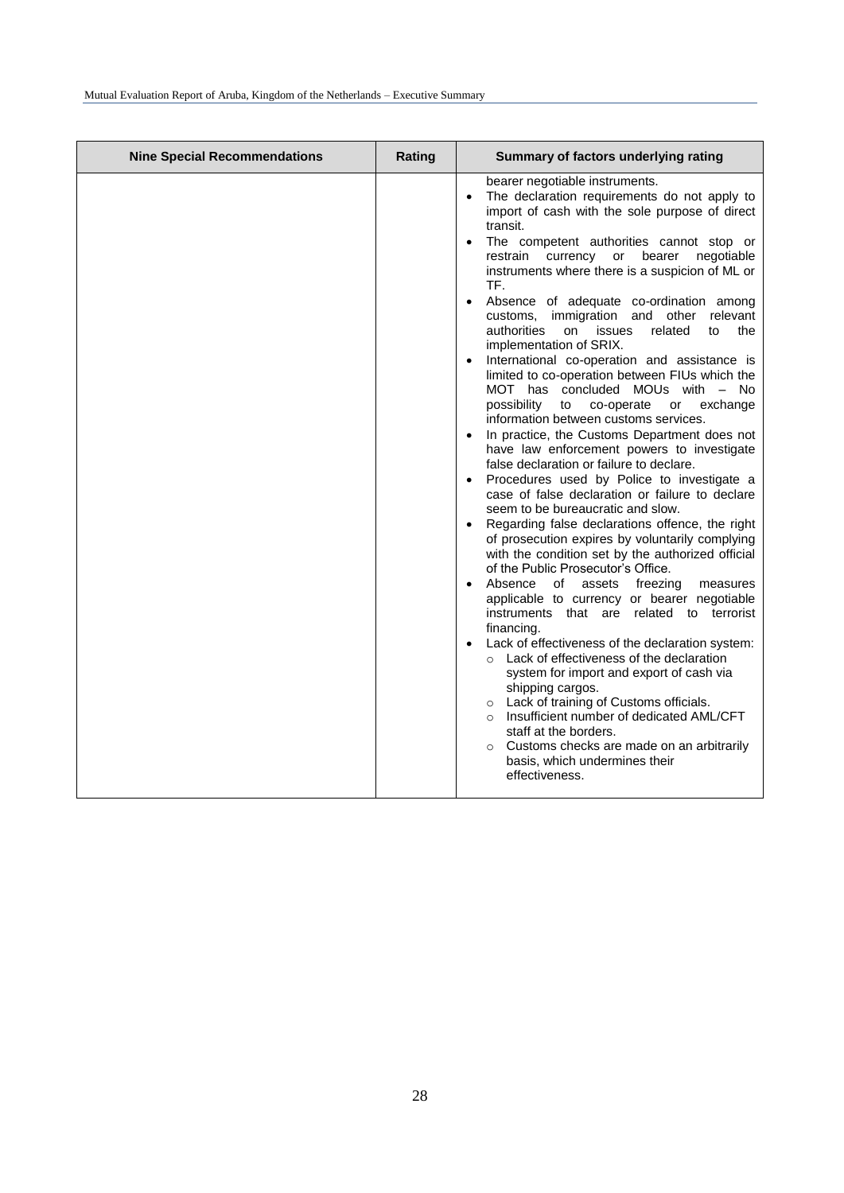| Nine Special Recommendations | Rating | Summary of factors underlying rating |
|---|---|---|
| | | bearer negotiable instruments.<br>• The declaration requirements do not apply to import of cash with the sole purpose of direct transit.<br>• The competent authorities cannot stop or restrain currency or bearer negotiable instruments where there is a suspicion of ML or TF.<br>• Absence of adequate co-ordination among customs, immigration and other relevant authorities on issues related to the implementation of SRIX.<br>• International co-operation and assistance is limited to co-operation between FIUs which the MOT has concluded MOUs with – No possibility to co-operate or exchange information between customs services.<br>• In practice, the Customs Department does not have law enforcement powers to investigate false declaration or failure to declare.<br>• Procedures used by Police to investigate a case of false declaration or failure to declare seem to be bureaucratic and slow.<br>• Regarding false declarations offence, the right of prosecution expires by voluntarily complying with the condition set by the authorized official of the Public Prosecutor's Office.<br>• Absence of assets freezing measures applicable to currency or bearer negotiable instruments that are related to terrorist financing.<br>• Lack of effectiveness of the declaration system:<br>&nbsp;&nbsp;○ Lack of effectiveness of the declaration system for import and export of cash via shipping cargos.<br>&nbsp;&nbsp;○ Lack of training of Customs officials.<br>&nbsp;&nbsp;○ Insufficient number of dedicated AML/CFT staff at the borders.<br>&nbsp;&nbsp;○ Customs checks are made on an arbitrarily basis, which undermines their effectiveness. |